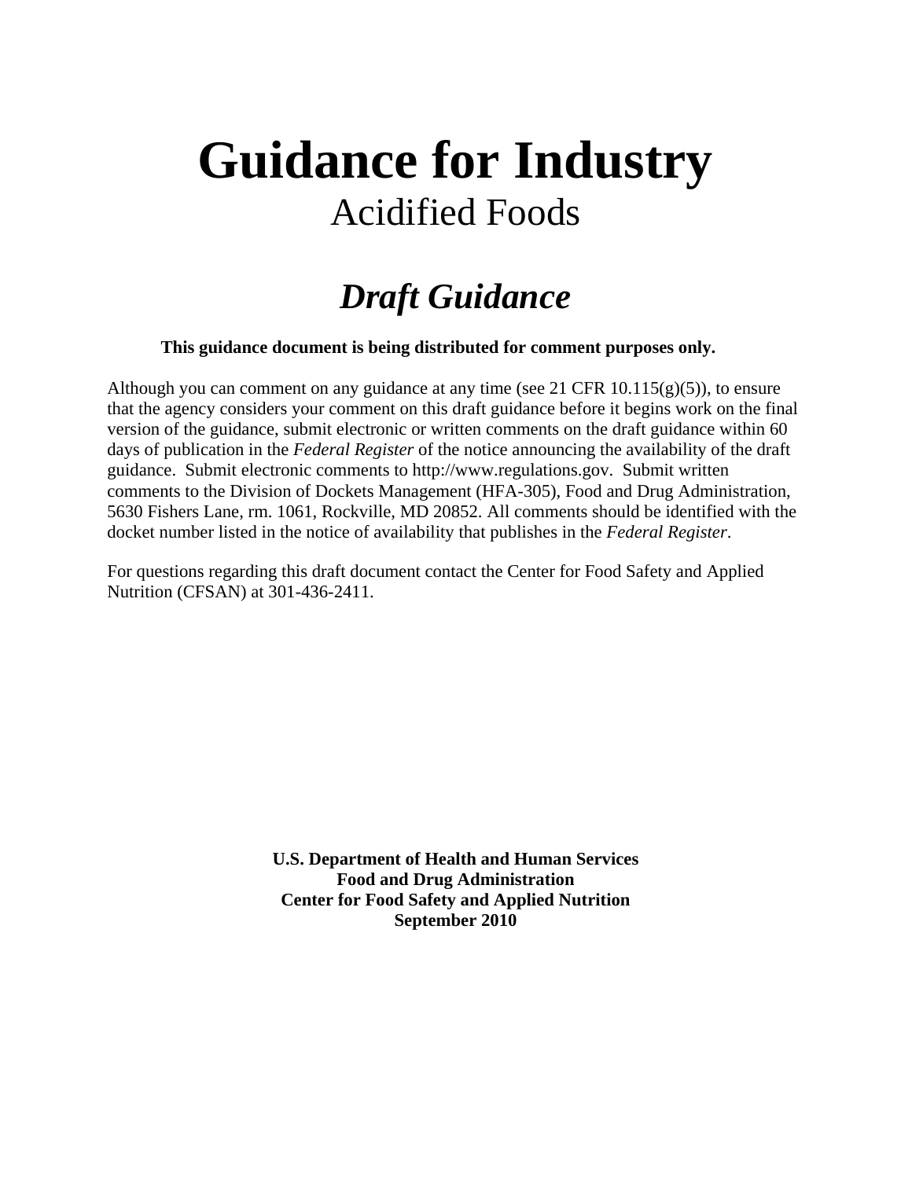# Guidance for Industry

## Acidified Foods

## *Draft Guidance*

**This guidance document is being distributed for comment purposes only.**

Although you can comment on any guidance at any time (see 21 CFR 10.115(g)(5)), to ensure that the agency considers your comment on this draft guidance before it begins work on the final version of the guidance, submit electronic or written comments on the draft guidance within 60 days of publication in the *Federal Register* of the notice announcing the availability of the draft guidance. Submit electronic comments to http://www.regulations.gov. Submit written comments to the Division of Dockets Management (HFA-305), Food and Drug Administration, 5630 Fishers Lane, rm. 1061, Rockville, MD 20852. All comments should be identified with the docket number listed in the notice of availability that publishes in the *Federal Register*.

For questions regarding this draft document contact the Center for Food Safety and Applied Nutrition (CFSAN) at 301-436-2411.

**U.S. Department of Health and Human Services**
**Food and Drug Administration**
**Center for Food Safety and Applied Nutrition**
**September 2010**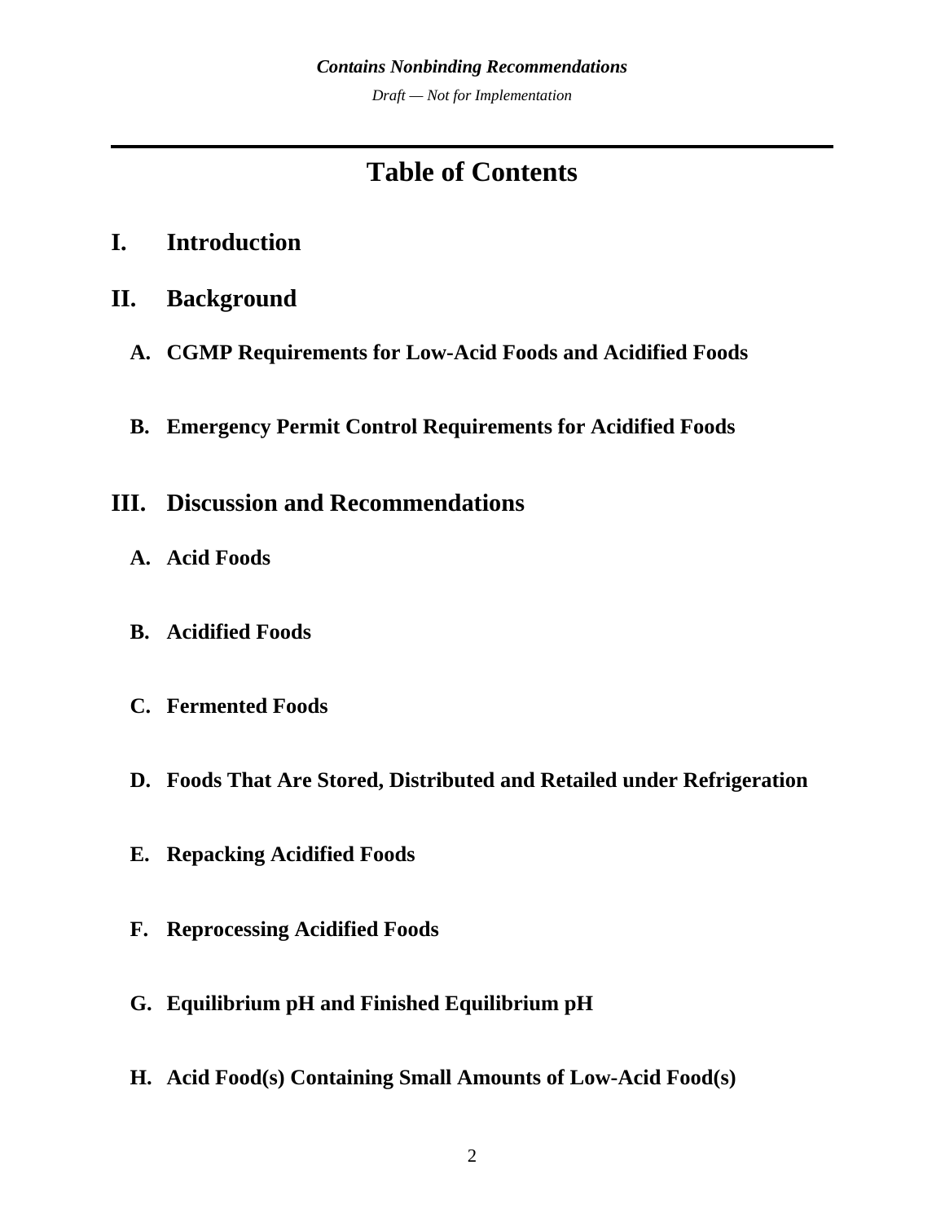# Table of Contents

## I. Introduction

## II. Background

### A. CGMP Requirements for Low-Acid Foods and Acidified Foods

### B. Emergency Permit Control Requirements for Acidified Foods

## III. Discussion and Recommendations

### A. Acid Foods

### B. Acidified Foods

### C. Fermented Foods

### D. Foods That Are Stored, Distributed and Retailed under Refrigeration

### E. Repacking Acidified Foods

### F. Reprocessing Acidified Foods

### G. Equilibrium pH and Finished Equilibrium pH

### H. Acid Food(s) Containing Small Amounts of Low-Acid Food(s)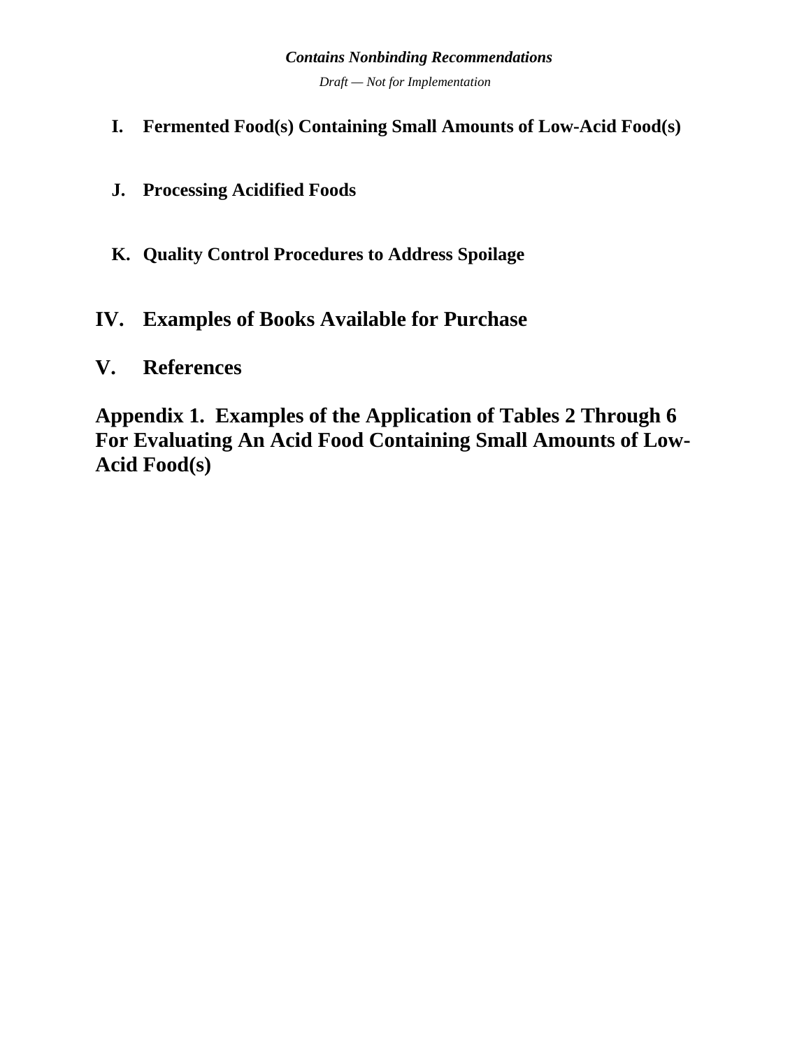### I. Fermented Food(s) Containing Small Amounts of Low-Acid Food(s)

### J. Processing Acidified Foods

### K. Quality Control Procedures to Address Spoilage

## IV. Examples of Books Available for Purchase

## V. References

## Appendix 1. Examples of the Application of Tables 2 Through 6 For Evaluating An Acid Food Containing Small Amounts of Low-Acid Food(s)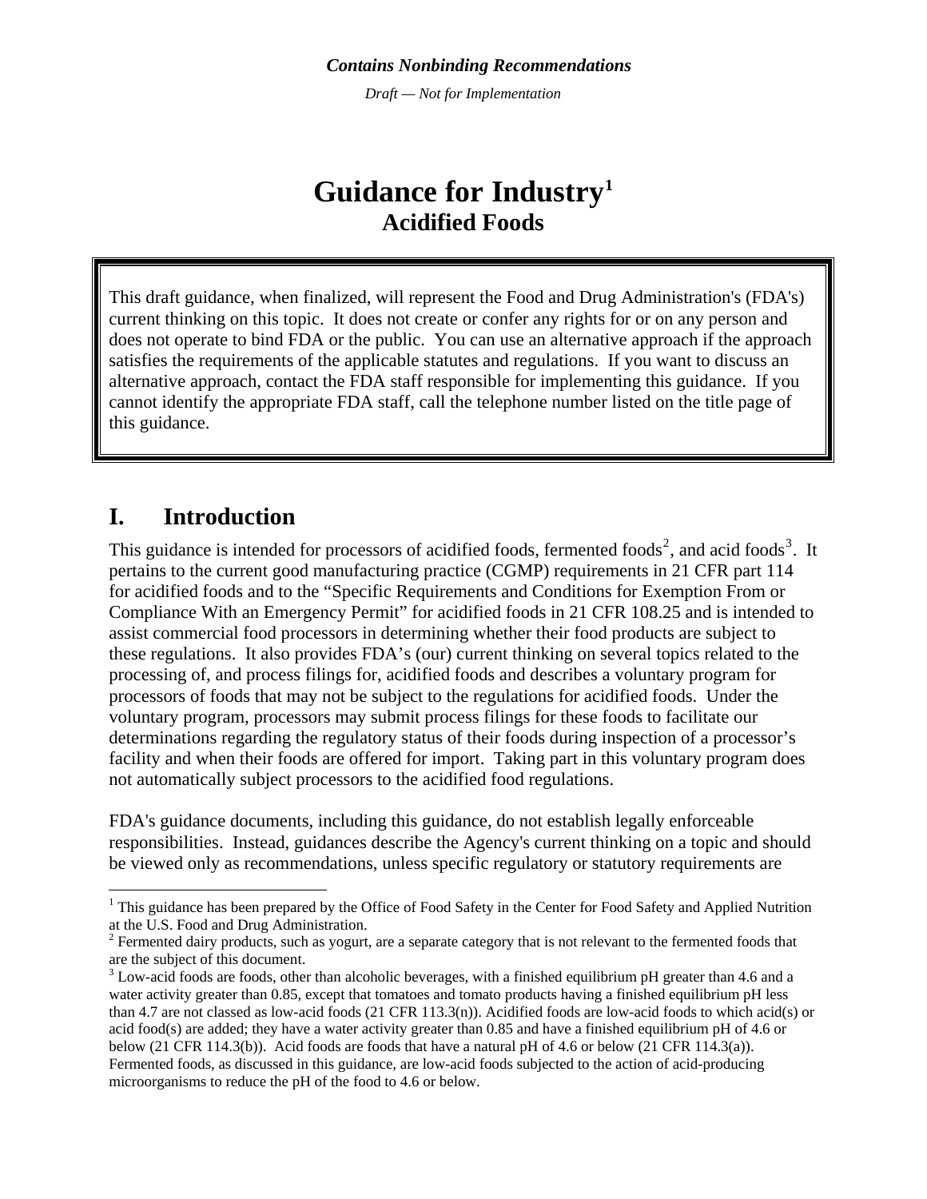*Contains Nonbinding Recommendations*

*Draft — Not for Implementation*

# Guidance for Industry[1]

## Acidified Foods

> This draft guidance, when finalized, will represent the Food and Drug Administration's (FDA's) current thinking on this topic. It does not create or confer any rights for or on any person and does not operate to bind FDA or the public. You can use an alternative approach if the approach satisfies the requirements of the applicable statutes and regulations. If you want to discuss an alternative approach, contact the FDA staff responsible for implementing this guidance. If you cannot identify the appropriate FDA staff, call the telephone number listed on the title page of this guidance.

## I. Introduction

This guidance is intended for processors of acidified foods, fermented foods[2], and acid foods[3]. It pertains to the current good manufacturing practice (CGMP) requirements in 21 CFR part 114 for acidified foods and to the "Specific Requirements and Conditions for Exemption From or Compliance With an Emergency Permit" for acidified foods in 21 CFR 108.25 and is intended to assist commercial food processors in determining whether their food products are subject to these regulations. It also provides FDA's (our) current thinking on several topics related to the processing of, and process filings for, acidified foods and describes a voluntary program for processors of foods that may not be subject to the regulations for acidified foods. Under the voluntary program, processors may submit process filings for these foods to facilitate our determinations regarding the regulatory status of their foods during inspection of a processor's facility and when their foods are offered for import. Taking part in this voluntary program does not automatically subject processors to the acidified food regulations.

FDA's guidance documents, including this guidance, do not establish legally enforceable responsibilities. Instead, guidances describe the Agency's current thinking on a topic and should be viewed only as recommendations, unless specific regulatory or statutory requirements are

---

[1] This guidance has been prepared by the Office of Food Safety in the Center for Food Safety and Applied Nutrition at the U.S. Food and Drug Administration.

[2] Fermented dairy products, such as yogurt, are a separate category that is not relevant to the fermented foods that are the subject of this document.

[3] Low-acid foods are foods, other than alcoholic beverages, with a finished equilibrium pH greater than 4.6 and a water activity greater than 0.85, except that tomatoes and tomato products having a finished equilibrium pH less than 4.7 are not classed as low-acid foods (21 CFR 113.3(n)). Acidified foods are low-acid foods to which acid(s) or acid food(s) are added; they have a water activity greater than 0.85 and have a finished equilibrium pH of 4.6 or below (21 CFR 114.3(b)). Acid foods are foods that have a natural pH of 4.6 or below (21 CFR 114.3(a)). Fermented foods, as discussed in this guidance, are low-acid foods subjected to the action of acid-producing microorganisms to reduce the pH of the food to 4.6 or below.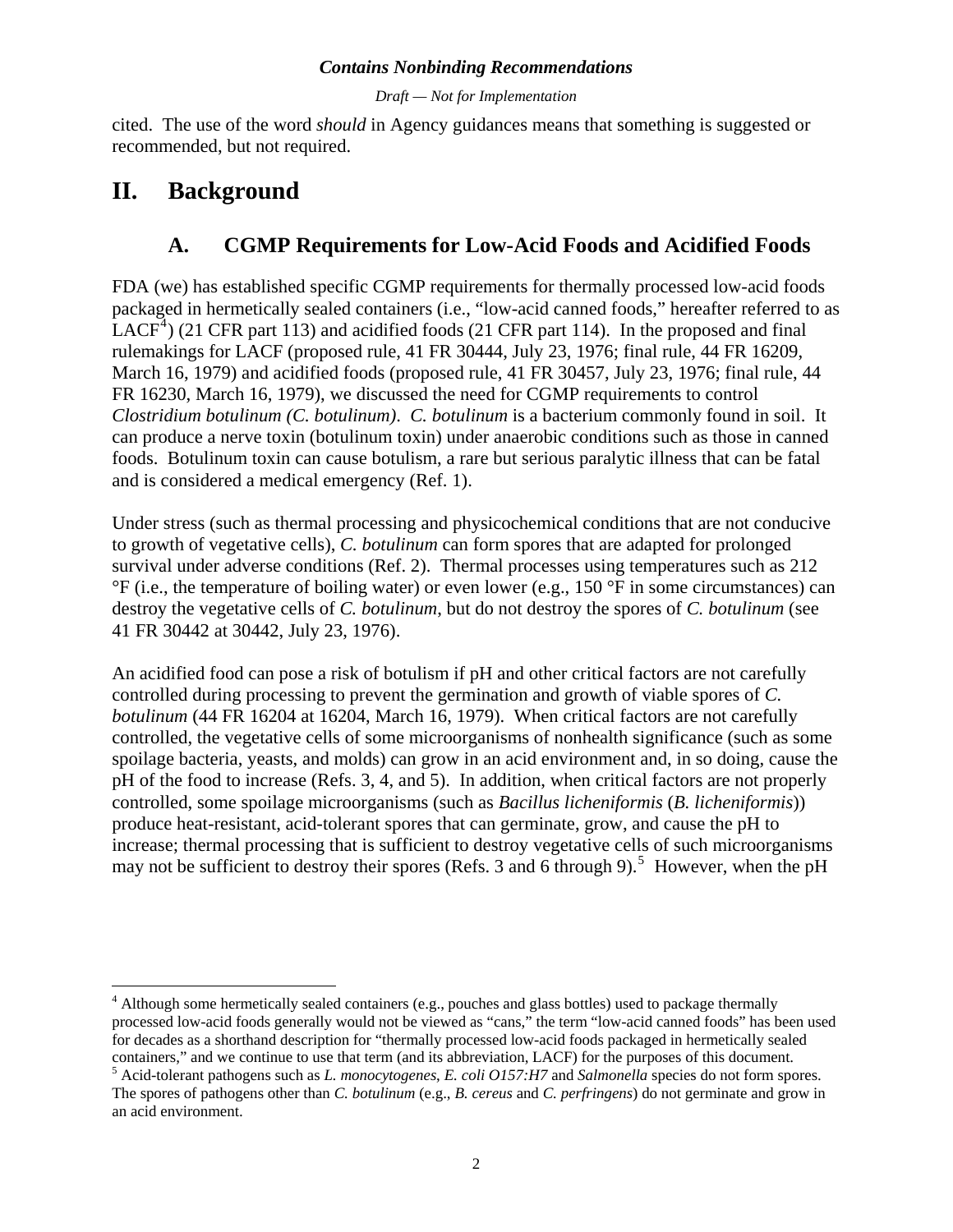cited. The use of the word *should* in Agency guidances means that something is suggested or recommended, but not required.

# II. Background

## A. CGMP Requirements for Low-Acid Foods and Acidified Foods

FDA (we) has established specific CGMP requirements for thermally processed low-acid foods packaged in hermetically sealed containers (i.e., "low-acid canned foods," hereafter referred to as LACF[4]) (21 CFR part 113) and acidified foods (21 CFR part 114). In the proposed and final rulemakings for LACF (proposed rule, 41 FR 30444, July 23, 1976; final rule, 44 FR 16209, March 16, 1979) and acidified foods (proposed rule, 41 FR 30457, July 23, 1976; final rule, 44 FR 16230, March 16, 1979), we discussed the need for CGMP requirements to control *Clostridium botulinum (C. botulinum)*. *C. botulinum* is a bacterium commonly found in soil. It can produce a nerve toxin (botulinum toxin) under anaerobic conditions such as those in canned foods. Botulinum toxin can cause botulism, a rare but serious paralytic illness that can be fatal and is considered a medical emergency (Ref. 1).

Under stress (such as thermal processing and physicochemical conditions that are not conducive to growth of vegetative cells), *C. botulinum* can form spores that are adapted for prolonged survival under adverse conditions (Ref. 2). Thermal processes using temperatures such as 212 °F (i.e., the temperature of boiling water) or even lower (e.g., 150 °F in some circumstances) can destroy the vegetative cells of *C. botulinum*, but do not destroy the spores of *C. botulinum* (see 41 FR 30442 at 30442, July 23, 1976).

An acidified food can pose a risk of botulism if pH and other critical factors are not carefully controlled during processing to prevent the germination and growth of viable spores of *C. botulinum* (44 FR 16204 at 16204, March 16, 1979). When critical factors are not carefully controlled, the vegetative cells of some microorganisms of nonhealth significance (such as some spoilage bacteria, yeasts, and molds) can grow in an acid environment and, in so doing, cause the pH of the food to increase (Refs. 3, 4, and 5). In addition, when critical factors are not properly controlled, some spoilage microorganisms (such as *Bacillus licheniformis* (*B. licheniformis*)) produce heat-resistant, acid-tolerant spores that can germinate, grow, and cause the pH to increase; thermal processing that is sufficient to destroy vegetative cells of such microorganisms may not be sufficient to destroy their spores (Refs. 3 and 6 through 9).[5] However, when the pH

---

[4] Although some hermetically sealed containers (e.g., pouches and glass bottles) used to package thermally processed low-acid foods generally would not be viewed as "cans," the term "low-acid canned foods" has been used for decades as a shorthand description for "thermally processed low-acid foods packaged in hermetically sealed containers," and we continue to use that term (and its abbreviation, LACF) for the purposes of this document.

[5] Acid-tolerant pathogens such as *L. monocytogenes*, *E. coli O157:H7* and *Salmonella* species do not form spores. The spores of pathogens other than *C. botulinum* (e.g., *B. cereus* and *C. perfringens*) do not germinate and grow in an acid environment.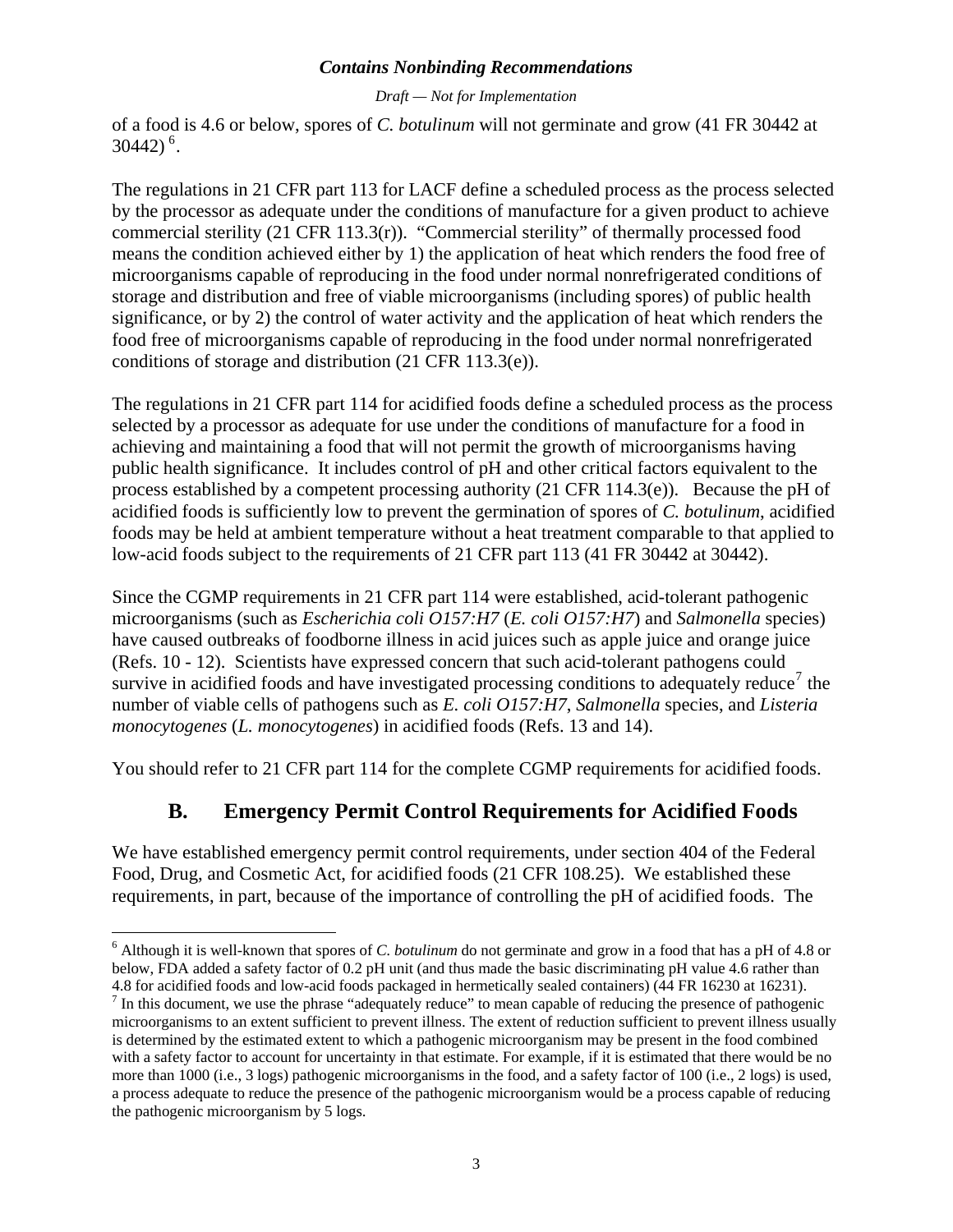of a food is 4.6 or below, spores of *C. botulinum* will not germinate and grow (41 FR 30442 at 30442) [6].

The regulations in 21 CFR part 113 for LACF define a scheduled process as the process selected by the processor as adequate under the conditions of manufacture for a given product to achieve commercial sterility (21 CFR 113.3(r)). "Commercial sterility" of thermally processed food means the condition achieved either by 1) the application of heat which renders the food free of microorganisms capable of reproducing in the food under normal nonrefrigerated conditions of storage and distribution and free of viable microorganisms (including spores) of public health significance, or by 2) the control of water activity and the application of heat which renders the food free of microorganisms capable of reproducing in the food under normal nonrefrigerated conditions of storage and distribution (21 CFR 113.3(e)).

The regulations in 21 CFR part 114 for acidified foods define a scheduled process as the process selected by a processor as adequate for use under the conditions of manufacture for a food in achieving and maintaining a food that will not permit the growth of microorganisms having public health significance. It includes control of pH and other critical factors equivalent to the process established by a competent processing authority (21 CFR 114.3(e)). Because the pH of acidified foods is sufficiently low to prevent the germination of spores of *C. botulinum*, acidified foods may be held at ambient temperature without a heat treatment comparable to that applied to low-acid foods subject to the requirements of 21 CFR part 113 (41 FR 30442 at 30442).

Since the CGMP requirements in 21 CFR part 114 were established, acid-tolerant pathogenic microorganisms (such as *Escherichia coli O157:H7* (*E. coli O157:H7*) and *Salmonella* species) have caused outbreaks of foodborne illness in acid juices such as apple juice and orange juice (Refs. 10 - 12). Scientists have expressed concern that such acid-tolerant pathogens could survive in acidified foods and have investigated processing conditions to adequately reduce[7] the number of viable cells of pathogens such as *E. coli O157:H7*, *Salmonella* species, and *Listeria monocytogenes* (*L. monocytogenes*) in acidified foods (Refs. 13 and 14).

You should refer to 21 CFR part 114 for the complete CGMP requirements for acidified foods.

## B. Emergency Permit Control Requirements for Acidified Foods

We have established emergency permit control requirements, under section 404 of the Federal Food, Drug, and Cosmetic Act, for acidified foods (21 CFR 108.25). We established these requirements, in part, because of the importance of controlling the pH of acidified foods. The

[6] Although it is well-known that spores of *C. botulinum* do not germinate and grow in a food that has a pH of 4.8 or below, FDA added a safety factor of 0.2 pH unit (and thus made the basic discriminating pH value 4.6 rather than 4.8 for acidified foods and low-acid foods packaged in hermetically sealed containers) (44 FR 16230 at 16231).

[7] In this document, we use the phrase "adequately reduce" to mean capable of reducing the presence of pathogenic microorganisms to an extent sufficient to prevent illness. The extent of reduction sufficient to prevent illness usually is determined by the estimated extent to which a pathogenic microorganism may be present in the food combined with a safety factor to account for uncertainty in that estimate. For example, if it is estimated that there would be no more than 1000 (i.e., 3 logs) pathogenic microorganisms in the food, and a safety factor of 100 (i.e., 2 logs) is used, a process adequate to reduce the presence of the pathogenic microorganism would be a process capable of reducing the pathogenic microorganism by 5 logs.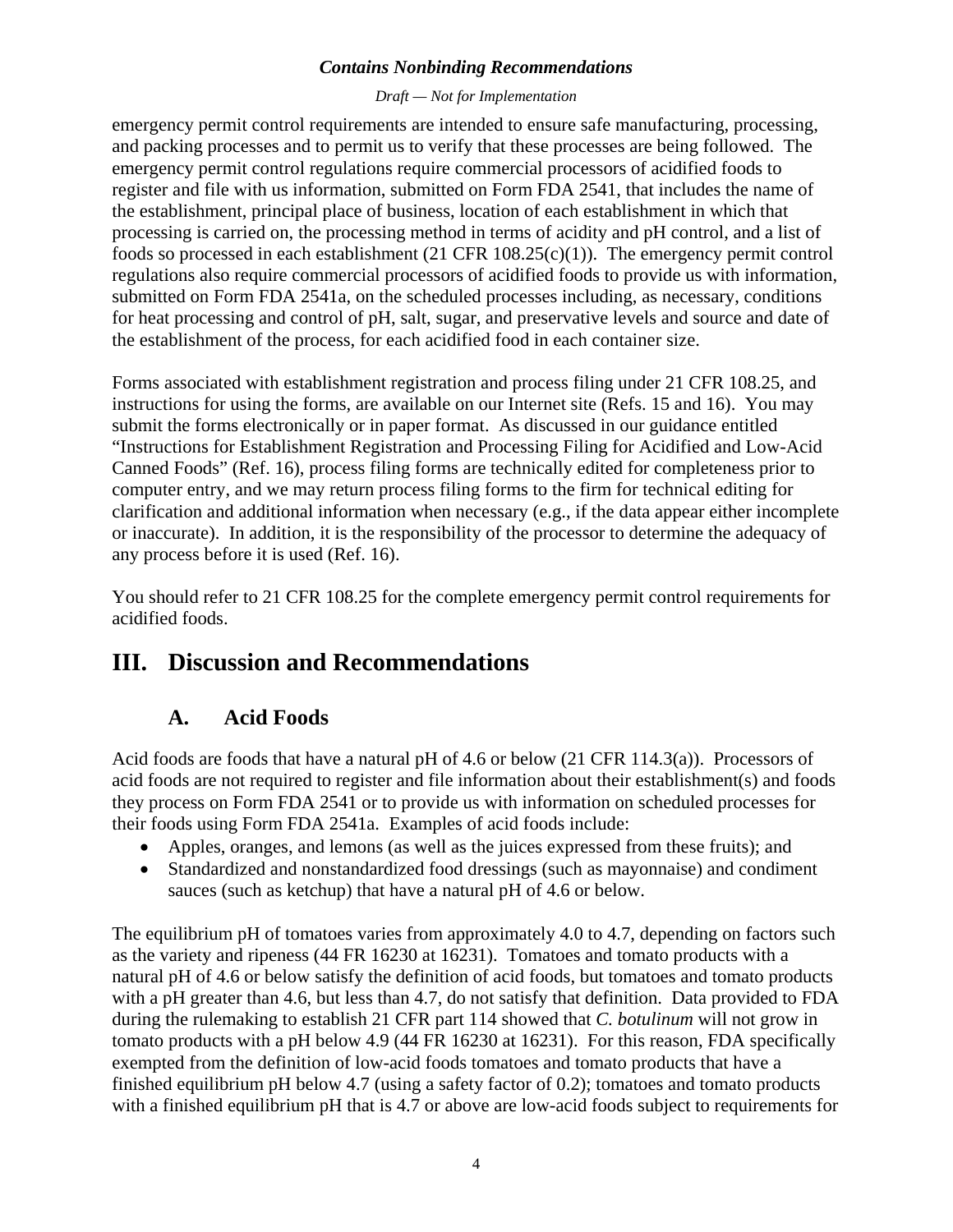emergency permit control requirements are intended to ensure safe manufacturing, processing, and packing processes and to permit us to verify that these processes are being followed. The emergency permit control regulations require commercial processors of acidified foods to register and file with us information, submitted on Form FDA 2541, that includes the name of the establishment, principal place of business, location of each establishment in which that processing is carried on, the processing method in terms of acidity and pH control, and a list of foods so processed in each establishment (21 CFR 108.25(c)(1)). The emergency permit control regulations also require commercial processors of acidified foods to provide us with information, submitted on Form FDA 2541a, on the scheduled processes including, as necessary, conditions for heat processing and control of pH, salt, sugar, and preservative levels and source and date of the establishment of the process, for each acidified food in each container size.

Forms associated with establishment registration and process filing under 21 CFR 108.25, and instructions for using the forms, are available on our Internet site (Refs. 15 and 16). You may submit the forms electronically or in paper format. As discussed in our guidance entitled "Instructions for Establishment Registration and Processing Filing for Acidified and Low-Acid Canned Foods" (Ref. 16), process filing forms are technically edited for completeness prior to computer entry, and we may return process filing forms to the firm for technical editing for clarification and additional information when necessary (e.g., if the data appear either incomplete or inaccurate). In addition, it is the responsibility of the processor to determine the adequacy of any process before it is used (Ref. 16).

You should refer to 21 CFR 108.25 for the complete emergency permit control requirements for acidified foods.

# III. Discussion and Recommendations

## A. Acid Foods

Acid foods are foods that have a natural pH of 4.6 or below (21 CFR 114.3(a)). Processors of acid foods are not required to register and file information about their establishment(s) and foods they process on Form FDA 2541 or to provide us with information on scheduled processes for their foods using Form FDA 2541a. Examples of acid foods include:

- Apples, oranges, and lemons (as well as the juices expressed from these fruits); and
- Standardized and nonstandardized food dressings (such as mayonnaise) and condiment sauces (such as ketchup) that have a natural pH of 4.6 or below.

The equilibrium pH of tomatoes varies from approximately 4.0 to 4.7, depending on factors such as the variety and ripeness (44 FR 16230 at 16231). Tomatoes and tomato products with a natural pH of 4.6 or below satisfy the definition of acid foods, but tomatoes and tomato products with a pH greater than 4.6, but less than 4.7, do not satisfy that definition. Data provided to FDA during the rulemaking to establish 21 CFR part 114 showed that *C. botulinum* will not grow in tomato products with a pH below 4.9 (44 FR 16230 at 16231). For this reason, FDA specifically exempted from the definition of low-acid foods tomatoes and tomato products that have a finished equilibrium pH below 4.7 (using a safety factor of 0.2); tomatoes and tomato products with a finished equilibrium pH that is 4.7 or above are low-acid foods subject to requirements for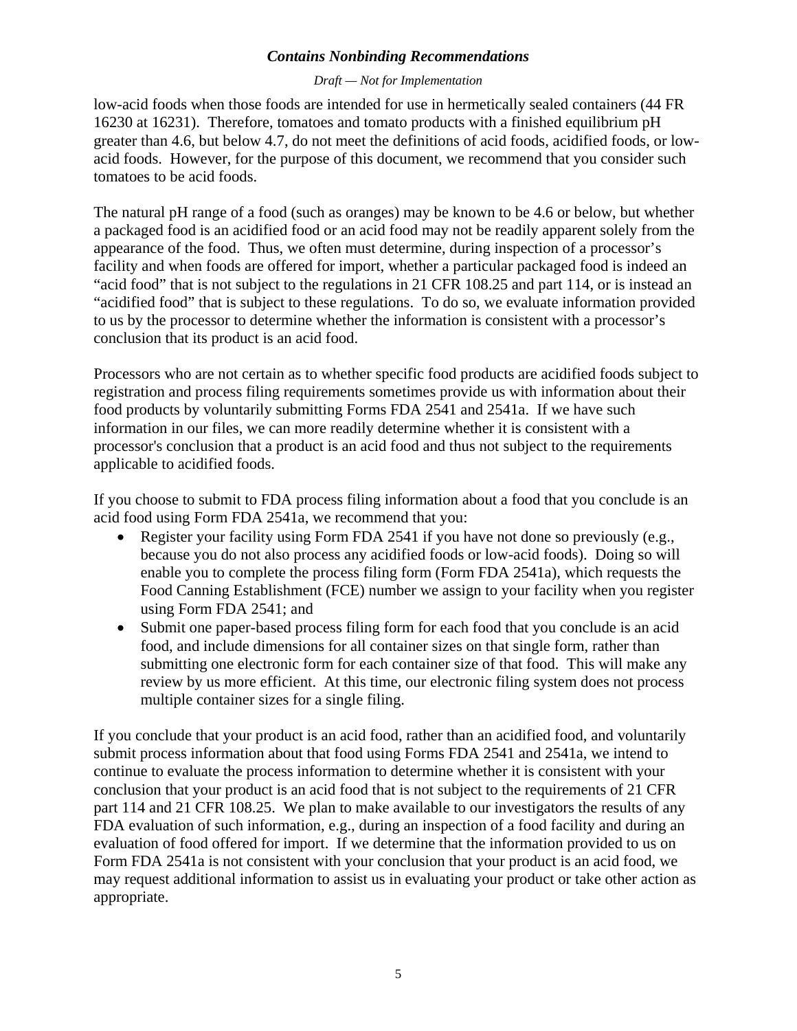low-acid foods when those foods are intended for use in hermetically sealed containers (44 FR 16230 at 16231). Therefore, tomatoes and tomato products with a finished equilibrium pH greater than 4.6, but below 4.7, do not meet the definitions of acid foods, acidified foods, or low-acid foods. However, for the purpose of this document, we recommend that you consider such tomatoes to be acid foods.

The natural pH range of a food (such as oranges) may be known to be 4.6 or below, but whether a packaged food is an acidified food or an acid food may not be readily apparent solely from the appearance of the food. Thus, we often must determine, during inspection of a processor's facility and when foods are offered for import, whether a particular packaged food is indeed an "acid food" that is not subject to the regulations in 21 CFR 108.25 and part 114, or is instead an "acidified food" that is subject to these regulations. To do so, we evaluate information provided to us by the processor to determine whether the information is consistent with a processor's conclusion that its product is an acid food.

Processors who are not certain as to whether specific food products are acidified foods subject to registration and process filing requirements sometimes provide us with information about their food products by voluntarily submitting Forms FDA 2541 and 2541a. If we have such information in our files, we can more readily determine whether it is consistent with a processor's conclusion that a product is an acid food and thus not subject to the requirements applicable to acidified foods.

If you choose to submit to FDA process filing information about a food that you conclude is an acid food using Form FDA 2541a, we recommend that you:

- Register your facility using Form FDA 2541 if you have not done so previously (e.g., because you do not also process any acidified foods or low-acid foods). Doing so will enable you to complete the process filing form (Form FDA 2541a), which requests the Food Canning Establishment (FCE) number we assign to your facility when you register using Form FDA 2541; and
- Submit one paper-based process filing form for each food that you conclude is an acid food, and include dimensions for all container sizes on that single form, rather than submitting one electronic form for each container size of that food. This will make any review by us more efficient. At this time, our electronic filing system does not process multiple container sizes for a single filing.

If you conclude that your product is an acid food, rather than an acidified food, and voluntarily submit process information about that food using Forms FDA 2541 and 2541a, we intend to continue to evaluate the process information to determine whether it is consistent with your conclusion that your product is an acid food that is not subject to the requirements of 21 CFR part 114 and 21 CFR 108.25. We plan to make available to our investigators the results of any FDA evaluation of such information, e.g., during an inspection of a food facility and during an evaluation of food offered for import. If we determine that the information provided to us on Form FDA 2541a is not consistent with your conclusion that your product is an acid food, we may request additional information to assist us in evaluating your product or take other action as appropriate.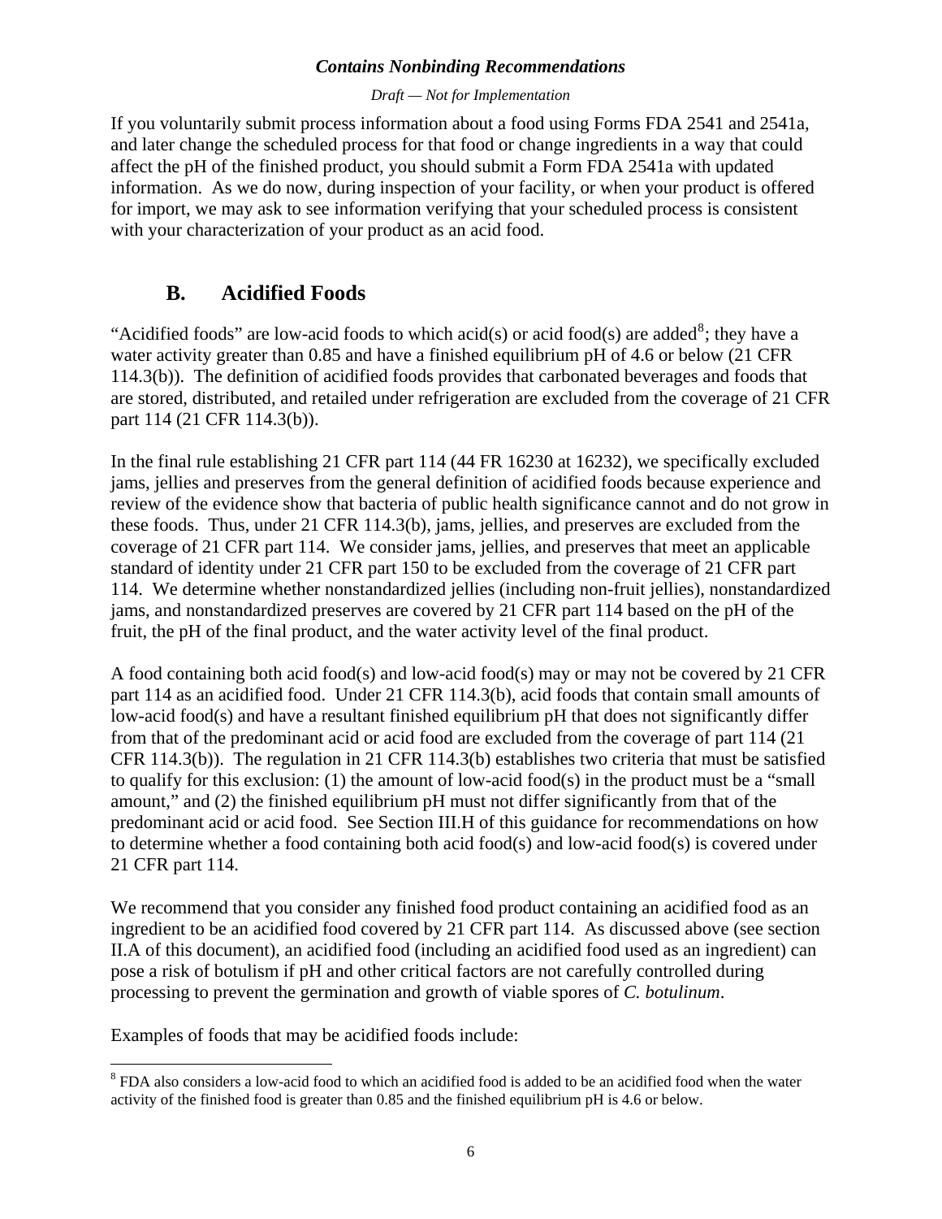If you voluntarily submit process information about a food using Forms FDA 2541 and 2541a, and later change the scheduled process for that food or change ingredients in a way that could affect the pH of the finished product, you should submit a Form FDA 2541a with updated information. As we do now, during inspection of your facility, or when your product is offered for import, we may ask to see information verifying that your scheduled process is consistent with your characterization of your product as an acid food.

## B. Acidified Foods

"Acidified foods" are low-acid foods to which acid(s) or acid food(s) are added[8]; they have a water activity greater than 0.85 and have a finished equilibrium pH of 4.6 or below (21 CFR 114.3(b)). The definition of acidified foods provides that carbonated beverages and foods that are stored, distributed, and retailed under refrigeration are excluded from the coverage of 21 CFR part 114 (21 CFR 114.3(b)).

In the final rule establishing 21 CFR part 114 (44 FR 16230 at 16232), we specifically excluded jams, jellies and preserves from the general definition of acidified foods because experience and review of the evidence show that bacteria of public health significance cannot and do not grow in these foods. Thus, under 21 CFR 114.3(b), jams, jellies, and preserves are excluded from the coverage of 21 CFR part 114. We consider jams, jellies, and preserves that meet an applicable standard of identity under 21 CFR part 150 to be excluded from the coverage of 21 CFR part 114. We determine whether nonstandardized jellies (including non-fruit jellies), nonstandardized jams, and nonstandardized preserves are covered by 21 CFR part 114 based on the pH of the fruit, the pH of the final product, and the water activity level of the final product.

A food containing both acid food(s) and low-acid food(s) may or may not be covered by 21 CFR part 114 as an acidified food. Under 21 CFR 114.3(b), acid foods that contain small amounts of low-acid food(s) and have a resultant finished equilibrium pH that does not significantly differ from that of the predominant acid or acid food are excluded from the coverage of part 114 (21 CFR 114.3(b)). The regulation in 21 CFR 114.3(b) establishes two criteria that must be satisfied to qualify for this exclusion: (1) the amount of low-acid food(s) in the product must be a "small amount," and (2) the finished equilibrium pH must not differ significantly from that of the predominant acid or acid food. See Section III.H of this guidance for recommendations on how to determine whether a food containing both acid food(s) and low-acid food(s) is covered under 21 CFR part 114.

We recommend that you consider any finished food product containing an acidified food as an ingredient to be an acidified food covered by 21 CFR part 114. As discussed above (see section II.A of this document), an acidified food (including an acidified food used as an ingredient) can pose a risk of botulism if pH and other critical factors are not carefully controlled during processing to prevent the germination and growth of viable spores of *C. botulinum*.

Examples of foods that may be acidified foods include:

[8] FDA also considers a low-acid food to which an acidified food is added to be an acidified food when the water activity of the finished food is greater than 0.85 and the finished equilibrium pH is 4.6 or below.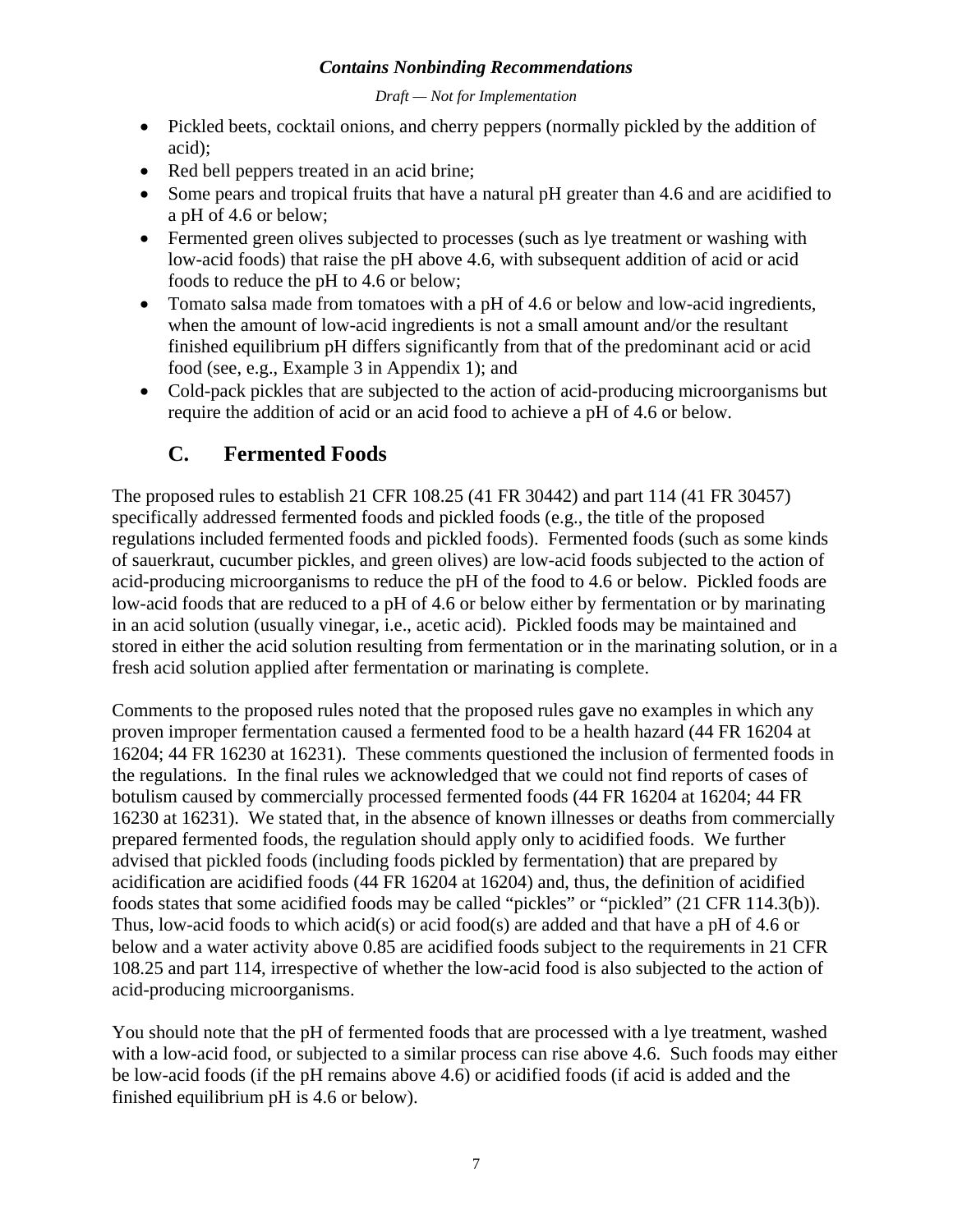- Pickled beets, cocktail onions, and cherry peppers (normally pickled by the addition of acid);
- Red bell peppers treated in an acid brine;
- Some pears and tropical fruits that have a natural pH greater than 4.6 and are acidified to a pH of 4.6 or below;
- Fermented green olives subjected to processes (such as lye treatment or washing with low-acid foods) that raise the pH above 4.6, with subsequent addition of acid or acid foods to reduce the pH to 4.6 or below;
- Tomato salsa made from tomatoes with a pH of 4.6 or below and low-acid ingredients, when the amount of low-acid ingredients is not a small amount and/or the resultant finished equilibrium pH differs significantly from that of the predominant acid or acid food (see, e.g., Example 3 in Appendix 1); and
- Cold-pack pickles that are subjected to the action of acid-producing microorganisms but require the addition of acid or an acid food to achieve a pH of 4.6 or below.

## C. Fermented Foods

The proposed rules to establish 21 CFR 108.25 (41 FR 30442) and part 114 (41 FR 30457) specifically addressed fermented foods and pickled foods (e.g., the title of the proposed regulations included fermented foods and pickled foods). Fermented foods (such as some kinds of sauerkraut, cucumber pickles, and green olives) are low-acid foods subjected to the action of acid-producing microorganisms to reduce the pH of the food to 4.6 or below. Pickled foods are low-acid foods that are reduced to a pH of 4.6 or below either by fermentation or by marinating in an acid solution (usually vinegar, i.e., acetic acid). Pickled foods may be maintained and stored in either the acid solution resulting from fermentation or in the marinating solution, or in a fresh acid solution applied after fermentation or marinating is complete.

Comments to the proposed rules noted that the proposed rules gave no examples in which any proven improper fermentation caused a fermented food to be a health hazard (44 FR 16204 at 16204; 44 FR 16230 at 16231). These comments questioned the inclusion of fermented foods in the regulations. In the final rules we acknowledged that we could not find reports of cases of botulism caused by commercially processed fermented foods (44 FR 16204 at 16204; 44 FR 16230 at 16231). We stated that, in the absence of known illnesses or deaths from commercially prepared fermented foods, the regulation should apply only to acidified foods. We further advised that pickled foods (including foods pickled by fermentation) that are prepared by acidification are acidified foods (44 FR 16204 at 16204) and, thus, the definition of acidified foods states that some acidified foods may be called "pickles" or "pickled" (21 CFR 114.3(b)). Thus, low-acid foods to which acid(s) or acid food(s) are added and that have a pH of 4.6 or below and a water activity above 0.85 are acidified foods subject to the requirements in 21 CFR 108.25 and part 114, irrespective of whether the low-acid food is also subjected to the action of acid-producing microorganisms.

You should note that the pH of fermented foods that are processed with a lye treatment, washed with a low-acid food, or subjected to a similar process can rise above 4.6. Such foods may either be low-acid foods (if the pH remains above 4.6) or acidified foods (if acid is added and the finished equilibrium pH is 4.6 or below).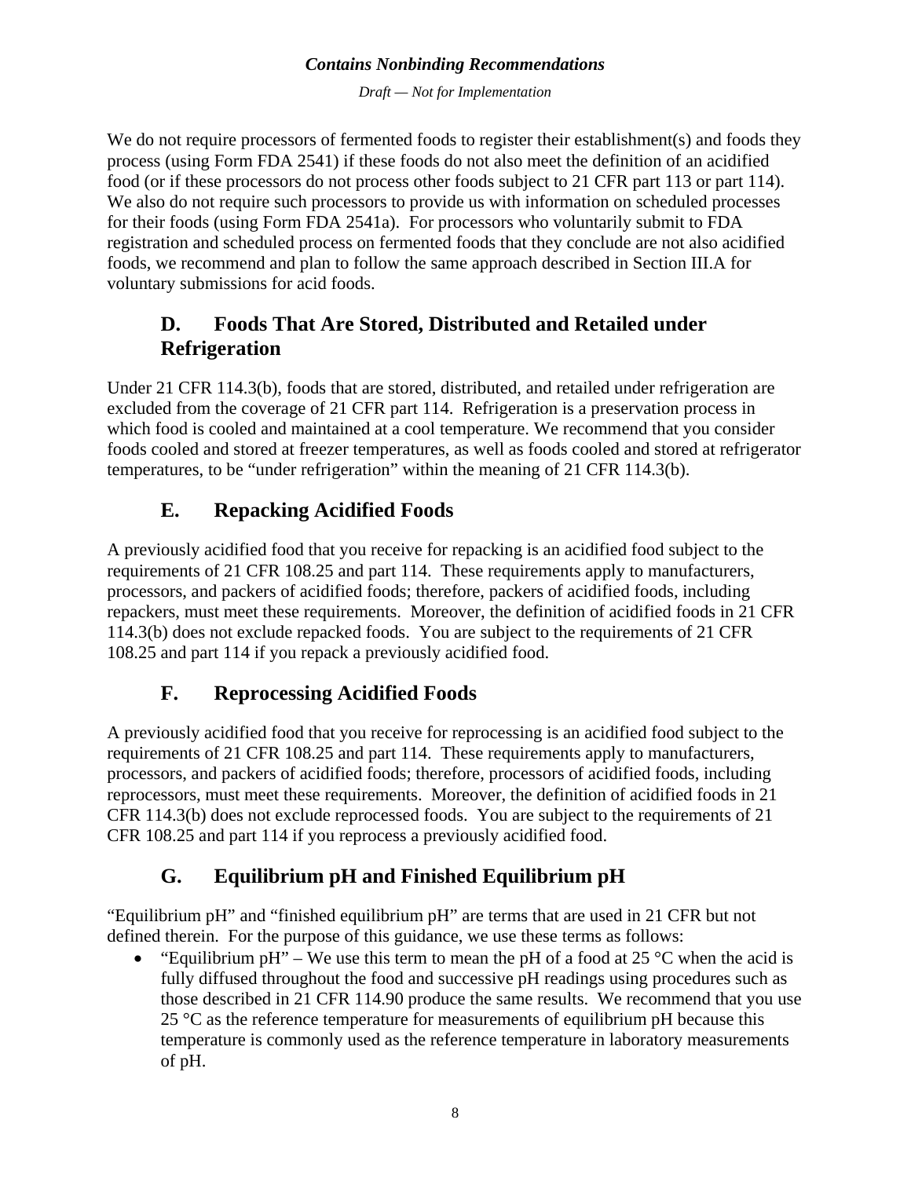We do not require processors of fermented foods to register their establishment(s) and foods they process (using Form FDA 2541) if these foods do not also meet the definition of an acidified food (or if these processors do not process other foods subject to 21 CFR part 113 or part 114). We also do not require such processors to provide us with information on scheduled processes for their foods (using Form FDA 2541a). For processors who voluntarily submit to FDA registration and scheduled process on fermented foods that they conclude are not also acidified foods, we recommend and plan to follow the same approach described in Section III.A for voluntary submissions for acid foods.

## D. Foods That Are Stored, Distributed and Retailed under Refrigeration

Under 21 CFR 114.3(b), foods that are stored, distributed, and retailed under refrigeration are excluded from the coverage of 21 CFR part 114. Refrigeration is a preservation process in which food is cooled and maintained at a cool temperature. We recommend that you consider foods cooled and stored at freezer temperatures, as well as foods cooled and stored at refrigerator temperatures, to be "under refrigeration" within the meaning of 21 CFR 114.3(b).

## E. Repacking Acidified Foods

A previously acidified food that you receive for repacking is an acidified food subject to the requirements of 21 CFR 108.25 and part 114. These requirements apply to manufacturers, processors, and packers of acidified foods; therefore, packers of acidified foods, including repackers, must meet these requirements. Moreover, the definition of acidified foods in 21 CFR 114.3(b) does not exclude repacked foods. You are subject to the requirements of 21 CFR 108.25 and part 114 if you repack a previously acidified food.

## F. Reprocessing Acidified Foods

A previously acidified food that you receive for reprocessing is an acidified food subject to the requirements of 21 CFR 108.25 and part 114. These requirements apply to manufacturers, processors, and packers of acidified foods; therefore, processors of acidified foods, including reprocessors, must meet these requirements. Moreover, the definition of acidified foods in 21 CFR 114.3(b) does not exclude reprocessed foods. You are subject to the requirements of 21 CFR 108.25 and part 114 if you reprocess a previously acidified food.

## G. Equilibrium pH and Finished Equilibrium pH

"Equilibrium pH" and "finished equilibrium pH" are terms that are used in 21 CFR but not defined therein. For the purpose of this guidance, we use these terms as follows:

- "Equilibrium pH" – We use this term to mean the pH of a food at 25 °C when the acid is fully diffused throughout the food and successive pH readings using procedures such as those described in 21 CFR 114.90 produce the same results. We recommend that you use 25 °C as the reference temperature for measurements of equilibrium pH because this temperature is commonly used as the reference temperature in laboratory measurements of pH.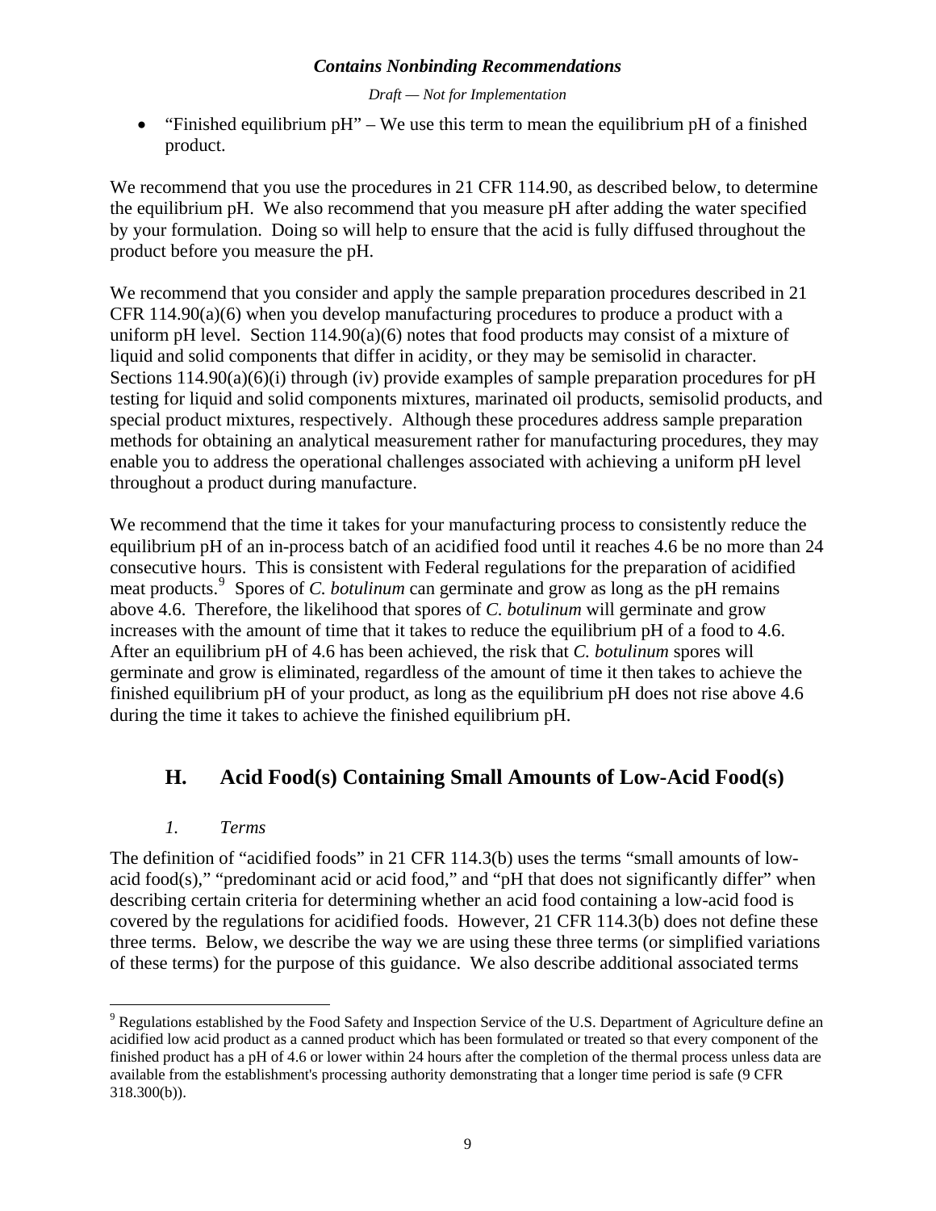- "Finished equilibrium pH" – We use this term to mean the equilibrium pH of a finished product.

We recommend that you use the procedures in 21 CFR 114.90, as described below, to determine the equilibrium pH. We also recommend that you measure pH after adding the water specified by your formulation. Doing so will help to ensure that the acid is fully diffused throughout the product before you measure the pH.

We recommend that you consider and apply the sample preparation procedures described in 21 CFR 114.90(a)(6) when you develop manufacturing procedures to produce a product with a uniform pH level. Section 114.90(a)(6) notes that food products may consist of a mixture of liquid and solid components that differ in acidity, or they may be semisolid in character. Sections 114.90(a)(6)(i) through (iv) provide examples of sample preparation procedures for pH testing for liquid and solid components mixtures, marinated oil products, semisolid products, and special product mixtures, respectively. Although these procedures address sample preparation methods for obtaining an analytical measurement rather for manufacturing procedures, they may enable you to address the operational challenges associated with achieving a uniform pH level throughout a product during manufacture.

We recommend that the time it takes for your manufacturing process to consistently reduce the equilibrium pH of an in-process batch of an acidified food until it reaches 4.6 be no more than 24 consecutive hours. This is consistent with Federal regulations for the preparation of acidified meat products.[9] Spores of *C. botulinum* can germinate and grow as long as the pH remains above 4.6. Therefore, the likelihood that spores of *C. botulinum* will germinate and grow increases with the amount of time that it takes to reduce the equilibrium pH of a food to 4.6. After an equilibrium pH of 4.6 has been achieved, the risk that *C. botulinum* spores will germinate and grow is eliminated, regardless of the amount of time it then takes to achieve the finished equilibrium pH of your product, as long as the equilibrium pH does not rise above 4.6 during the time it takes to achieve the finished equilibrium pH.

## H. Acid Food(s) Containing Small Amounts of Low-Acid Food(s)

### *1. Terms*

The definition of "acidified foods" in 21 CFR 114.3(b) uses the terms "small amounts of low-acid food(s)," "predominant acid or acid food," and "pH that does not significantly differ" when describing certain criteria for determining whether an acid food containing a low-acid food is covered by the regulations for acidified foods. However, 21 CFR 114.3(b) does not define these three terms. Below, we describe the way we are using these three terms (or simplified variations of these terms) for the purpose of this guidance. We also describe additional associated terms

[9] Regulations established by the Food Safety and Inspection Service of the U.S. Department of Agriculture define an acidified low acid product as a canned product which has been formulated or treated so that every component of the finished product has a pH of 4.6 or lower within 24 hours after the completion of the thermal process unless data are available from the establishment's processing authority demonstrating that a longer time period is safe (9 CFR 318.300(b)).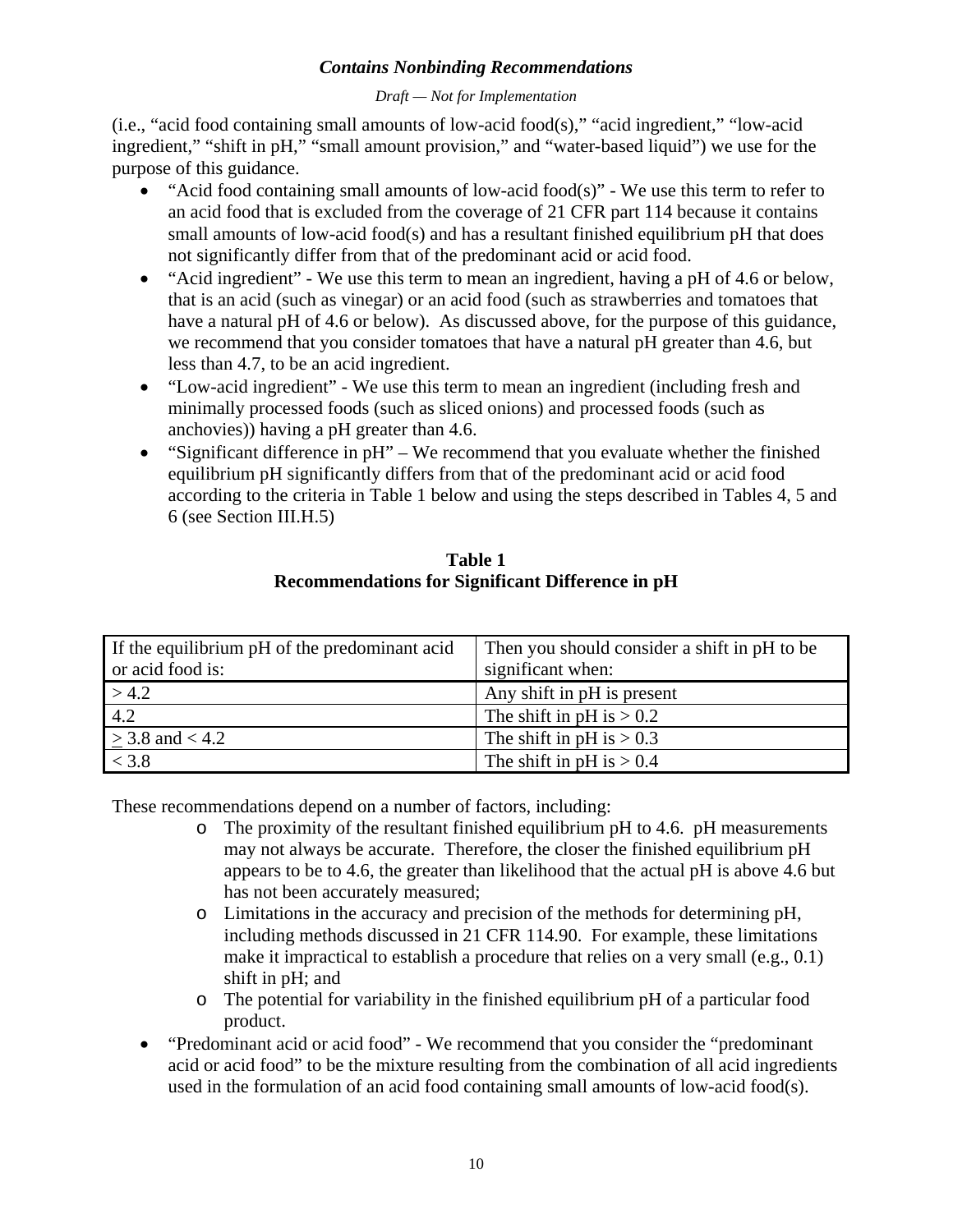(i.e., "acid food containing small amounts of low-acid food(s)," "acid ingredient," "low-acid ingredient," "shift in pH," "small amount provision," and "water-based liquid") we use for the purpose of this guidance.

- "Acid food containing small amounts of low-acid food(s)" - We use this term to refer to an acid food that is excluded from the coverage of 21 CFR part 114 because it contains small amounts of low-acid food(s) and has a resultant finished equilibrium pH that does not significantly differ from that of the predominant acid or acid food.
- "Acid ingredient" - We use this term to mean an ingredient, having a pH of 4.6 or below, that is an acid (such as vinegar) or an acid food (such as strawberries and tomatoes that have a natural pH of 4.6 or below). As discussed above, for the purpose of this guidance, we recommend that you consider tomatoes that have a natural pH greater than 4.6, but less than 4.7, to be an acid ingredient.
- "Low-acid ingredient" - We use this term to mean an ingredient (including fresh and minimally processed foods (such as sliced onions) and processed foods (such as anchovies)) having a pH greater than 4.6.
- "Significant difference in pH" – We recommend that you evaluate whether the finished equilibrium pH significantly differs from that of the predominant acid or acid food according to the criteria in Table 1 below and using the steps described in Tables 4, 5 and 6 (see Section III.H.5)

**Table 1**
**Recommendations for Significant Difference in pH**

| If the equilibrium pH of the predominant acid or acid food is: | Then you should consider a shift in pH to be significant when: |
|---|---|
| > 4.2 | Any shift in pH is present |
| 4.2 | The shift in pH is > 0.2 |
| ≥ 3.8 and < 4.2 | The shift in pH is > 0.3 |
| < 3.8 | The shift in pH is > 0.4 |

These recommendations depend on a number of factors, including:

- The proximity of the resultant finished equilibrium pH to 4.6. pH measurements may not always be accurate. Therefore, the closer the finished equilibrium pH appears to be to 4.6, the greater than likelihood that the actual pH is above 4.6 but has not been accurately measured;
- Limitations in the accuracy and precision of the methods for determining pH, including methods discussed in 21 CFR 114.90. For example, these limitations make it impractical to establish a procedure that relies on a very small (e.g., 0.1) shift in pH; and
- The potential for variability in the finished equilibrium pH of a particular food product.

- "Predominant acid or acid food" - We recommend that you consider the "predominant acid or acid food" to be the mixture resulting from the combination of all acid ingredients used in the formulation of an acid food containing small amounts of low-acid food(s).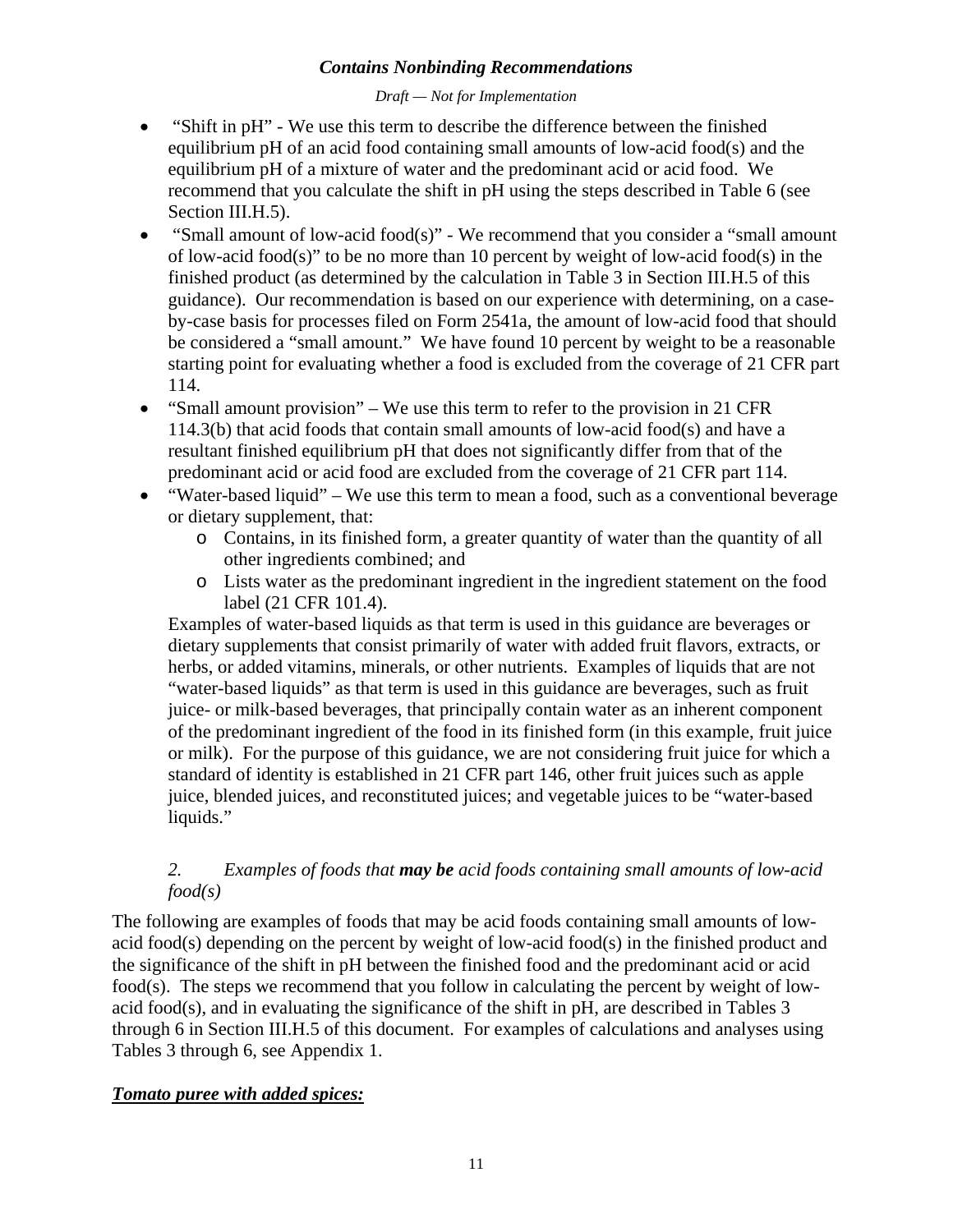- "Shift in pH" - We use this term to describe the difference between the finished equilibrium pH of an acid food containing small amounts of low-acid food(s) and the equilibrium pH of a mixture of water and the predominant acid or acid food. We recommend that you calculate the shift in pH using the steps described in Table 6 (see Section III.H.5).
- "Small amount of low-acid food(s)" - We recommend that you consider a "small amount of low-acid food(s)" to be no more than 10 percent by weight of low-acid food(s) in the finished product (as determined by the calculation in Table 3 in Section III.H.5 of this guidance). Our recommendation is based on our experience with determining, on a case-by-case basis for processes filed on Form 2541a, the amount of low-acid food that should be considered a "small amount." We have found 10 percent by weight to be a reasonable starting point for evaluating whether a food is excluded from the coverage of 21 CFR part 114.
- "Small amount provision" – We use this term to refer to the provision in 21 CFR 114.3(b) that acid foods that contain small amounts of low-acid food(s) and have a resultant finished equilibrium pH that does not significantly differ from that of the predominant acid or acid food are excluded from the coverage of 21 CFR part 114.
- "Water-based liquid" – We use this term to mean a food, such as a conventional beverage or dietary supplement, that:
    - Contains, in its finished form, a greater quantity of water than the quantity of all other ingredients combined; and
    - Lists water as the predominant ingredient in the ingredient statement on the food label (21 CFR 101.4).

  Examples of water-based liquids as that term is used in this guidance are beverages or dietary supplements that consist primarily of water with added fruit flavors, extracts, or herbs, or added vitamins, minerals, or other nutrients. Examples of liquids that are not "water-based liquids" as that term is used in this guidance are beverages, such as fruit juice- or milk-based beverages, that principally contain water as an inherent component of the predominant ingredient of the food in its finished form (in this example, fruit juice or milk). For the purpose of this guidance, we are not considering fruit juice for which a standard of identity is established in 21 CFR part 146, other fruit juices such as apple juice, blended juices, and reconstituted juices; and vegetable juices to be "water-based liquids."

### *2. Examples of foods that **may be** acid foods containing small amounts of low-acid food(s)*

The following are examples of foods that may be acid foods containing small amounts of low-acid food(s) depending on the percent by weight of low-acid food(s) in the finished product and the significance of the shift in pH between the finished food and the predominant acid or acid food(s). The steps we recommend that you follow in calculating the percent by weight of low-acid food(s), and in evaluating the significance of the shift in pH, are described in Tables 3 through 6 in Section III.H.5 of this document. For examples of calculations and analyses using Tables 3 through 6, see Appendix 1.

***<u>Tomato puree with added spices:</u>***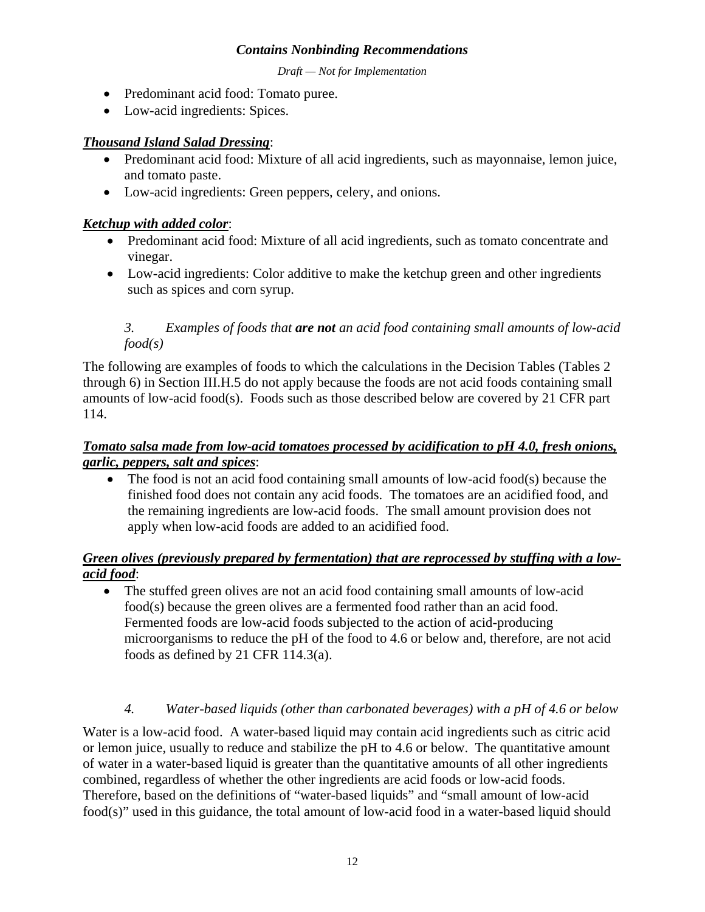- Predominant acid food: Tomato puree.
- Low-acid ingredients: Spices.

***Thousand Island Salad Dressing***:

- Predominant acid food: Mixture of all acid ingredients, such as mayonnaise, lemon juice, and tomato paste.
- Low-acid ingredients: Green peppers, celery, and onions.

***Ketchup with added color***:

- Predominant acid food: Mixture of all acid ingredients, such as tomato concentrate and vinegar.
- Low-acid ingredients: Color additive to make the ketchup green and other ingredients such as spices and corn syrup.

*3. Examples of foods that **are not** an acid food containing small amounts of low-acid food(s)*

The following are examples of foods to which the calculations in the Decision Tables (Tables 2 through 6) in Section III.H.5 do not apply because the foods are not acid foods containing small amounts of low-acid food(s). Foods such as those described below are covered by 21 CFR part 114.

***Tomato salsa made from low-acid tomatoes processed by acidification to pH 4.0, fresh onions, garlic, peppers, salt and spices***:

- The food is not an acid food containing small amounts of low-acid food(s) because the finished food does not contain any acid foods. The tomatoes are an acidified food, and the remaining ingredients are low-acid foods. The small amount provision does not apply when low-acid foods are added to an acidified food.

***Green olives (previously prepared by fermentation) that are reprocessed by stuffing with a low-acid food***:

- The stuffed green olives are not an acid food containing small amounts of low-acid food(s) because the green olives are a fermented food rather than an acid food. Fermented foods are low-acid foods subjected to the action of acid-producing microorganisms to reduce the pH of the food to 4.6 or below and, therefore, are not acid foods as defined by 21 CFR 114.3(a).

*4. Water-based liquids (other than carbonated beverages) with a pH of 4.6 or below*

Water is a low-acid food. A water-based liquid may contain acid ingredients such as citric acid or lemon juice, usually to reduce and stabilize the pH to 4.6 or below. The quantitative amount of water in a water-based liquid is greater than the quantitative amounts of all other ingredients combined, regardless of whether the other ingredients are acid foods or low-acid foods. Therefore, based on the definitions of "water-based liquids" and "small amount of low-acid food(s)" used in this guidance, the total amount of low-acid food in a water-based liquid should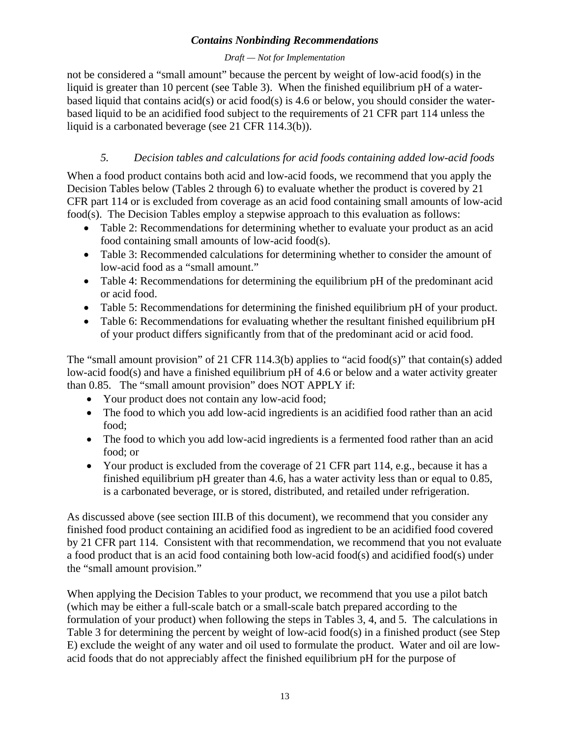not be considered a "small amount" because the percent by weight of low-acid food(s) in the liquid is greater than 10 percent (see Table 3). When the finished equilibrium pH of a water-based liquid that contains acid(s) or acid food(s) is 4.6 or below, you should consider the water-based liquid to be an acidified food subject to the requirements of 21 CFR part 114 unless the liquid is a carbonated beverage (see 21 CFR 114.3(b)).

### *5. Decision tables and calculations for acid foods containing added low-acid foods*

When a food product contains both acid and low-acid foods, we recommend that you apply the Decision Tables below (Tables 2 through 6) to evaluate whether the product is covered by 21 CFR part 114 or is excluded from coverage as an acid food containing small amounts of low-acid food(s). The Decision Tables employ a stepwise approach to this evaluation as follows:

- Table 2: Recommendations for determining whether to evaluate your product as an acid food containing small amounts of low-acid food(s).
- Table 3: Recommended calculations for determining whether to consider the amount of low-acid food as a "small amount."
- Table 4: Recommendations for determining the equilibrium pH of the predominant acid or acid food.
- Table 5: Recommendations for determining the finished equilibrium pH of your product.
- Table 6: Recommendations for evaluating whether the resultant finished equilibrium pH of your product differs significantly from that of the predominant acid or acid food.

The "small amount provision" of 21 CFR 114.3(b) applies to "acid food(s)" that contain(s) added low-acid food(s) and have a finished equilibrium pH of 4.6 or below and a water activity greater than 0.85. The "small amount provision" does NOT APPLY if:

- Your product does not contain any low-acid food;
- The food to which you add low-acid ingredients is an acidified food rather than an acid food;
- The food to which you add low-acid ingredients is a fermented food rather than an acid food; or
- Your product is excluded from the coverage of 21 CFR part 114, e.g., because it has a finished equilibrium pH greater than 4.6, has a water activity less than or equal to 0.85, is a carbonated beverage, or is stored, distributed, and retailed under refrigeration.

As discussed above (see section III.B of this document), we recommend that you consider any finished food product containing an acidified food as ingredient to be an acidified food covered by 21 CFR part 114. Consistent with that recommendation, we recommend that you not evaluate a food product that is an acid food containing both low-acid food(s) and acidified food(s) under the "small amount provision."

When applying the Decision Tables to your product, we recommend that you use a pilot batch (which may be either a full-scale batch or a small-scale batch prepared according to the formulation of your product) when following the steps in Tables 3, 4, and 5. The calculations in Table 3 for determining the percent by weight of low-acid food(s) in a finished product (see Step E) exclude the weight of any water and oil used to formulate the product. Water and oil are low-acid foods that do not appreciably affect the finished equilibrium pH for the purpose of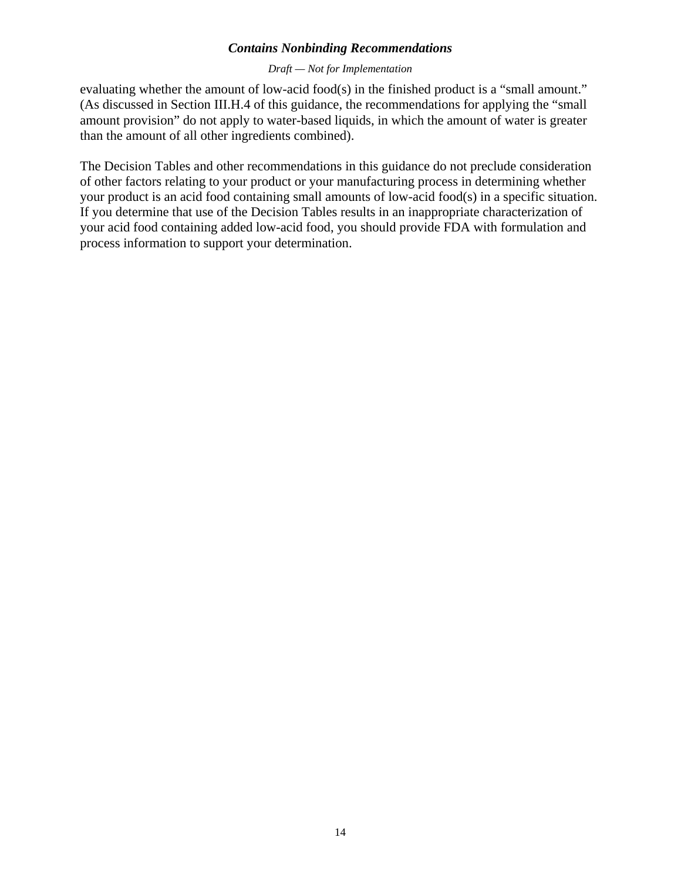evaluating whether the amount of low-acid food(s) in the finished product is a "small amount." (As discussed in Section III.H.4 of this guidance, the recommendations for applying the "small amount provision" do not apply to water-based liquids, in which the amount of water is greater than the amount of all other ingredients combined).

The Decision Tables and other recommendations in this guidance do not preclude consideration of other factors relating to your product or your manufacturing process in determining whether your product is an acid food containing small amounts of low-acid food(s) in a specific situation. If you determine that use of the Decision Tables results in an inappropriate characterization of your acid food containing added low-acid food, you should provide FDA with formulation and process information to support your determination.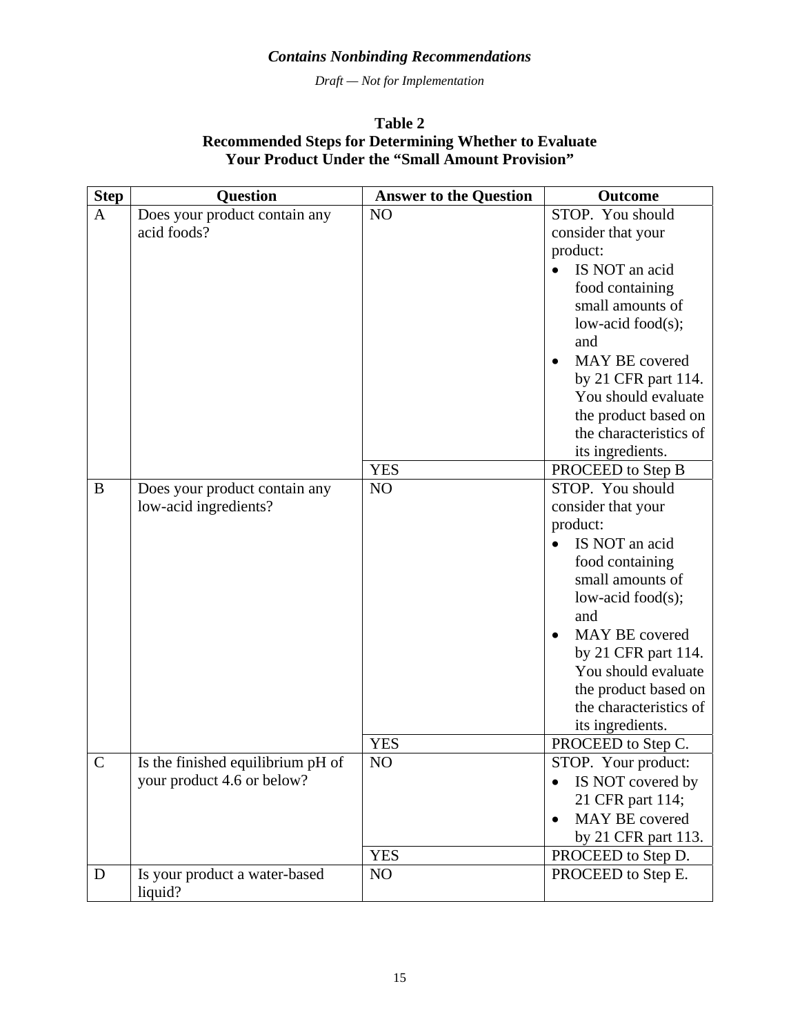**Table 2**
**Recommended Steps for Determining Whether to Evaluate Your Product Under the "Small Amount Provision"**

| Step | Question | Answer to the Question | Outcome |
|---|---|---|---|
| A | Does your product contain any acid foods? | NO | STOP. You should consider that your product: <br>• IS NOT an acid food containing small amounts of low-acid food(s); and <br>• MAY BE covered by 21 CFR part 114. You should evaluate the product based on the characteristics of its ingredients. |
| | | YES | PROCEED to Step B |
| B | Does your product contain any low-acid ingredients? | NO | STOP. You should consider that your product: <br>• IS NOT an acid food containing small amounts of low-acid food(s); and <br>• MAY BE covered by 21 CFR part 114. You should evaluate the product based on the characteristics of its ingredients. |
| | | YES | PROCEED to Step C. |
| C | Is the finished equilibrium pH of your product 4.6 or below? | NO | STOP. Your product: <br>• IS NOT covered by 21 CFR part 114; <br>• MAY BE covered by 21 CFR part 113. |
| | | YES | PROCEED to Step D. |
| D | Is your product a water-based liquid? | NO | PROCEED to Step E. |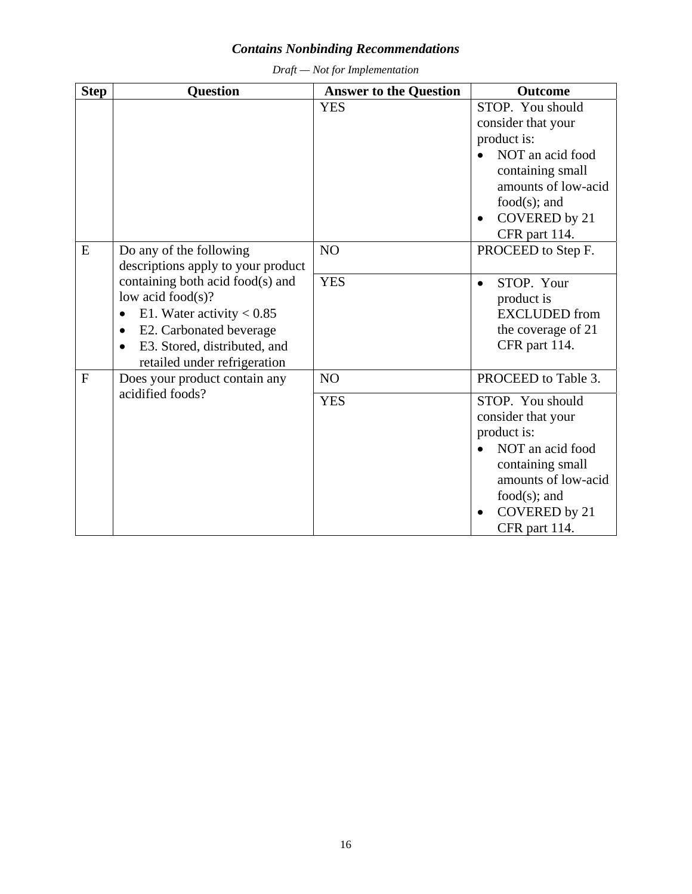| Step | Question | Answer to the Question | Outcome |
|---|---|---|---|
| | | YES | STOP. You should consider that your product is: • NOT an acid food containing small amounts of low-acid food(s); and • COVERED by 21 CFR part 114. |
| E | Do any of the following descriptions apply to your product containing both acid food(s) and low acid food(s)? • E1. Water activity < 0.85 • E2. Carbonated beverage • E3. Stored, distributed, and retailed under refrigeration | NO | PROCEED to Step F. |
| | | YES | • STOP. Your product is EXCLUDED from the coverage of 21 CFR part 114. |
| F | Does your product contain any acidified foods? | NO | PROCEED to Table 3. |
| | | YES | STOP. You should consider that your product is: • NOT an acid food containing small amounts of low-acid food(s); and • COVERED by 21 CFR part 114. |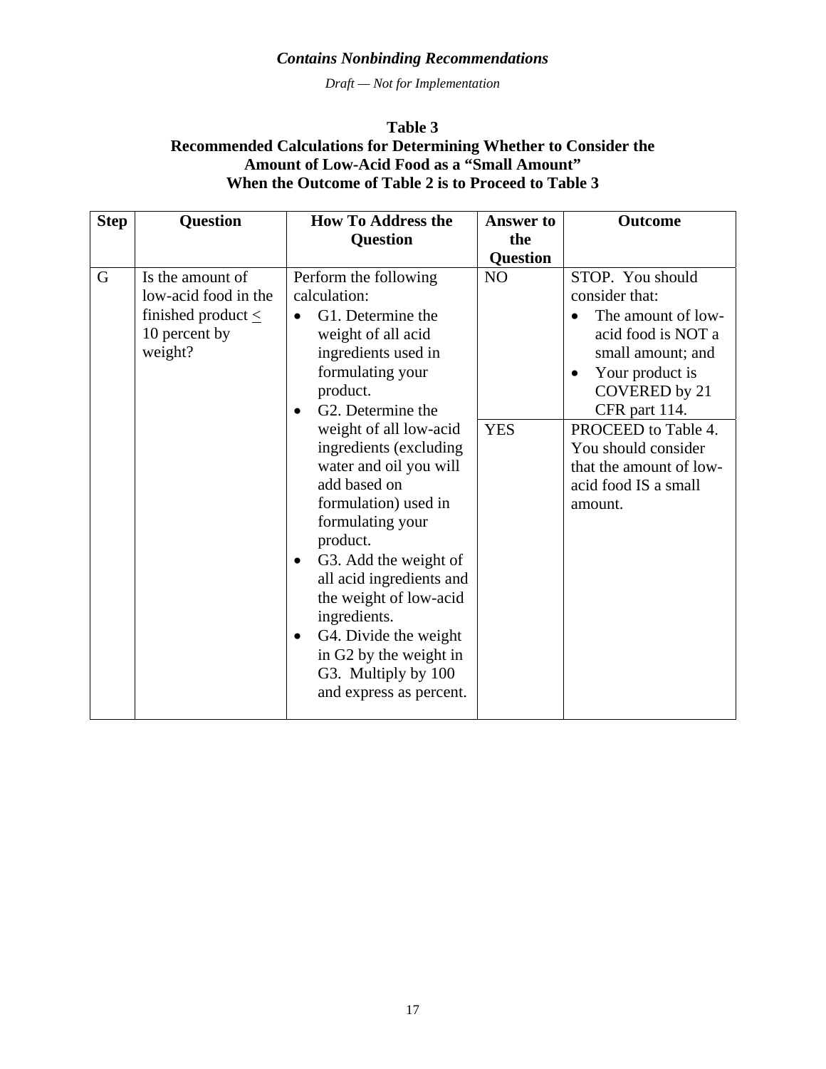*Contains Nonbinding Recommendations*

*Draft — Not for Implementation*

**Table 3**
**Recommended Calculations for Determining Whether to Consider the Amount of Low-Acid Food as a "Small Amount" When the Outcome of Table 2 is to Proceed to Table 3**

| Step | Question | How To Address the Question | Answer to the Question | Outcome |
|---|---|---|---|---|
| G | Is the amount of low-acid food in the finished product ≤ 10 percent by weight? | Perform the following calculation:<br>• G1. Determine the weight of all acid ingredients used in formulating your product.<br>• G2. Determine the weight of all low-acid ingredients (excluding water and oil you will add based on formulation) used in formulating your product.<br>• G3. Add the weight of all acid ingredients and the weight of low-acid ingredients.<br>• G4. Divide the weight in G2 by the weight in G3. Multiply by 100 and express as percent. | NO | STOP. You should consider that:<br>• The amount of low-acid food is NOT a small amount; and<br>• Your product is COVERED by 21 CFR part 114. |
| | | | YES | PROCEED to Table 4. You should consider that the amount of low-acid food IS a small amount. |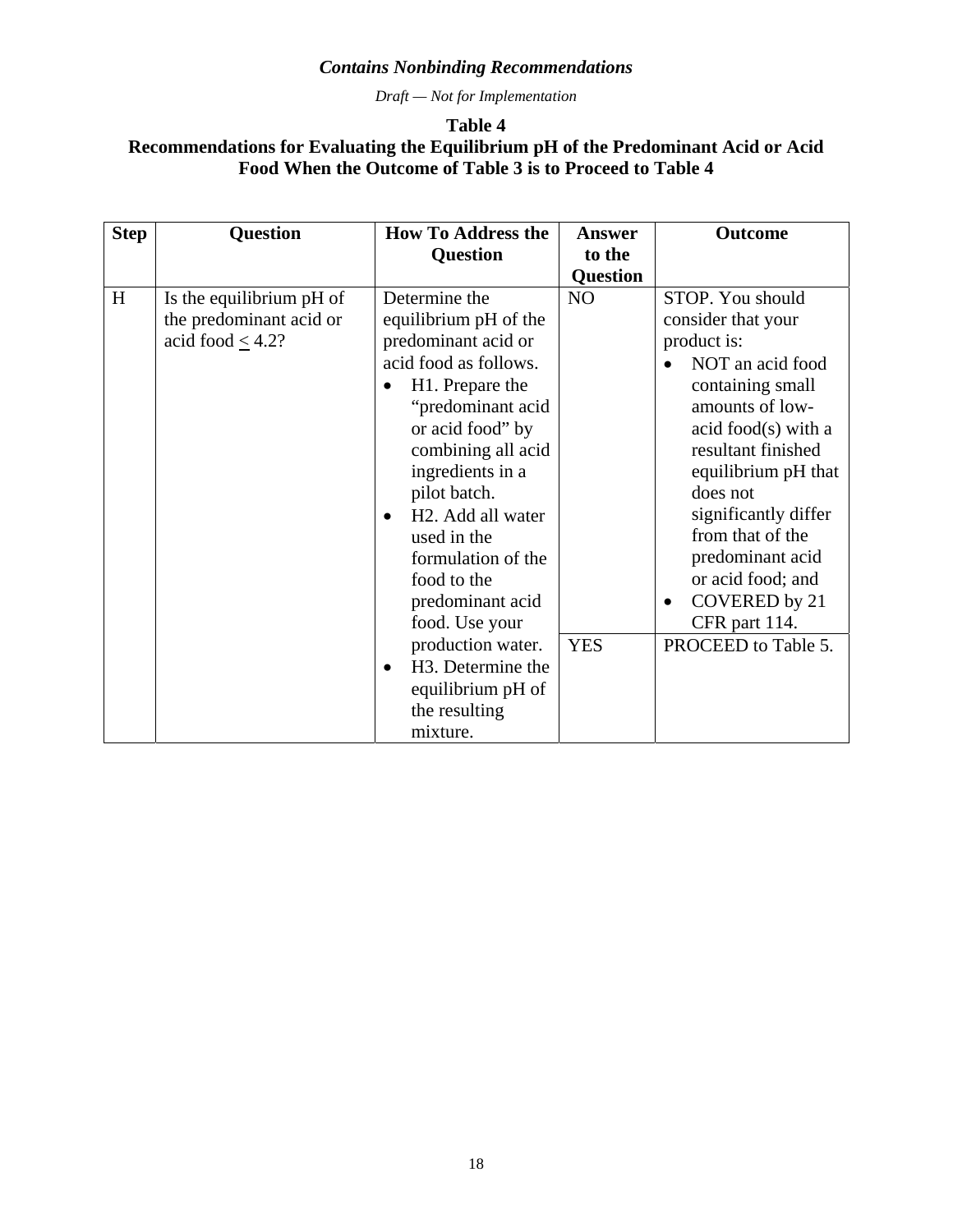*Contains Nonbinding Recommendations*

*Draft — Not for Implementation*

**Table 4**
**Recommendations for Evaluating the Equilibrium pH of the Predominant Acid or Acid Food When the Outcome of Table 3 is to Proceed to Table 4**

| Step | Question | How To Address the Question | Answer to the Question | Outcome |
|---|---|---|---|---|
| H | Is the equilibrium pH of the predominant acid or acid food $\leq$ 4.2? | Determine the equilibrium pH of the predominant acid or acid food as follows.<br>• H1. Prepare the "predominant acid or acid food" by combining all acid ingredients in a pilot batch.<br>• H2. Add all water used in the formulation of the food to the predominant acid food. Use your production water.<br>• H3. Determine the equilibrium pH of the resulting mixture. | NO | STOP. You should consider that your product is:<br>• NOT an acid food containing small amounts of low-acid food(s) with a resultant finished equilibrium pH that does not significantly differ from that of the predominant acid or acid food; and<br>• COVERED by 21 CFR part 114. |
| | | | YES | PROCEED to Table 5. |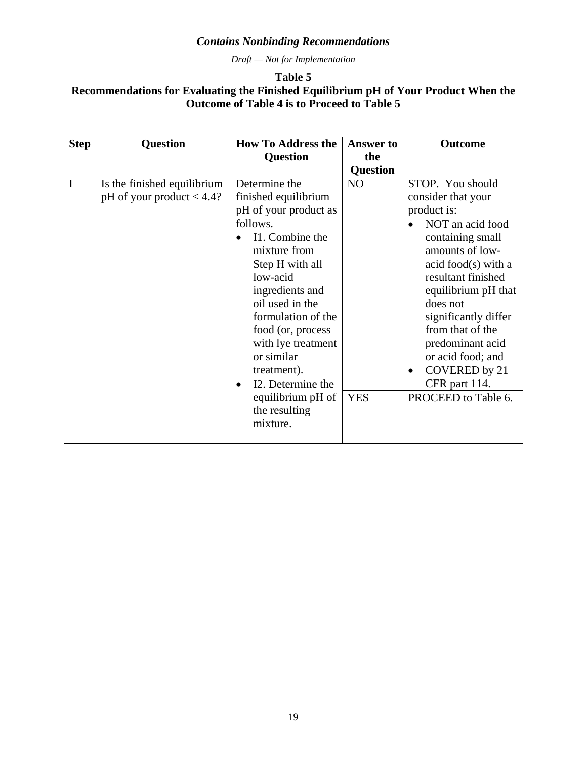*Contains Nonbinding Recommendations*

*Draft — Not for Implementation*

**Table 5**
**Recommendations for Evaluating the Finished Equilibrium pH of Your Product When the Outcome of Table 4 is to Proceed to Table 5**

| Step | Question | How To Address the Question | Answer to the Question | Outcome |
|---|---|---|---|---|
| I | Is the finished equilibrium pH of your product ≤ 4.4? | Determine the finished equilibrium pH of your product as follows. • I1. Combine the mixture from Step H with all low-acid ingredients and oil used in the formulation of the food (or, process with lye treatment or similar treatment). • I2. Determine the equilibrium pH of the resulting mixture. | NO | STOP. You should consider that your product is: • NOT an acid food containing small amounts of low-acid food(s) with a resultant finished equilibrium pH that does not significantly differ from that of the predominant acid or acid food; and • COVERED by 21 CFR part 114. |
| | | | YES | PROCEED to Table 6. |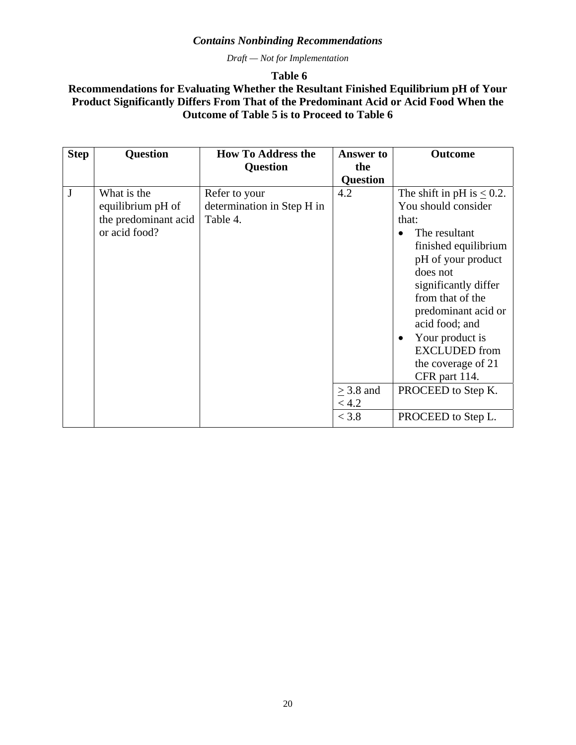*Contains Nonbinding Recommendations*

*Draft — Not for Implementation*

**Table 6**

**Recommendations for Evaluating Whether the Resultant Finished Equilibrium pH of Your Product Significantly Differs From That of the Predominant Acid or Acid Food When the Outcome of Table 5 is to Proceed to Table 6**

| Step | Question | How To Address the Question | Answer to the Question | Outcome |
|---|---|---|---|---|
| J | What is the equilibrium pH of the predominant acid or acid food? | Refer to your determination in Step H in Table 4. | 4.2 | The shift in pH is ≤ 0.2. You should consider that: <br>• The resultant finished equilibrium pH of your product does not significantly differ from that of the predominant acid or acid food; and <br>• Your product is EXCLUDED from the coverage of 21 CFR part 114. |
| | | | ≥ 3.8 and < 4.2 | PROCEED to Step K. |
| | | | < 3.8 | PROCEED to Step L. |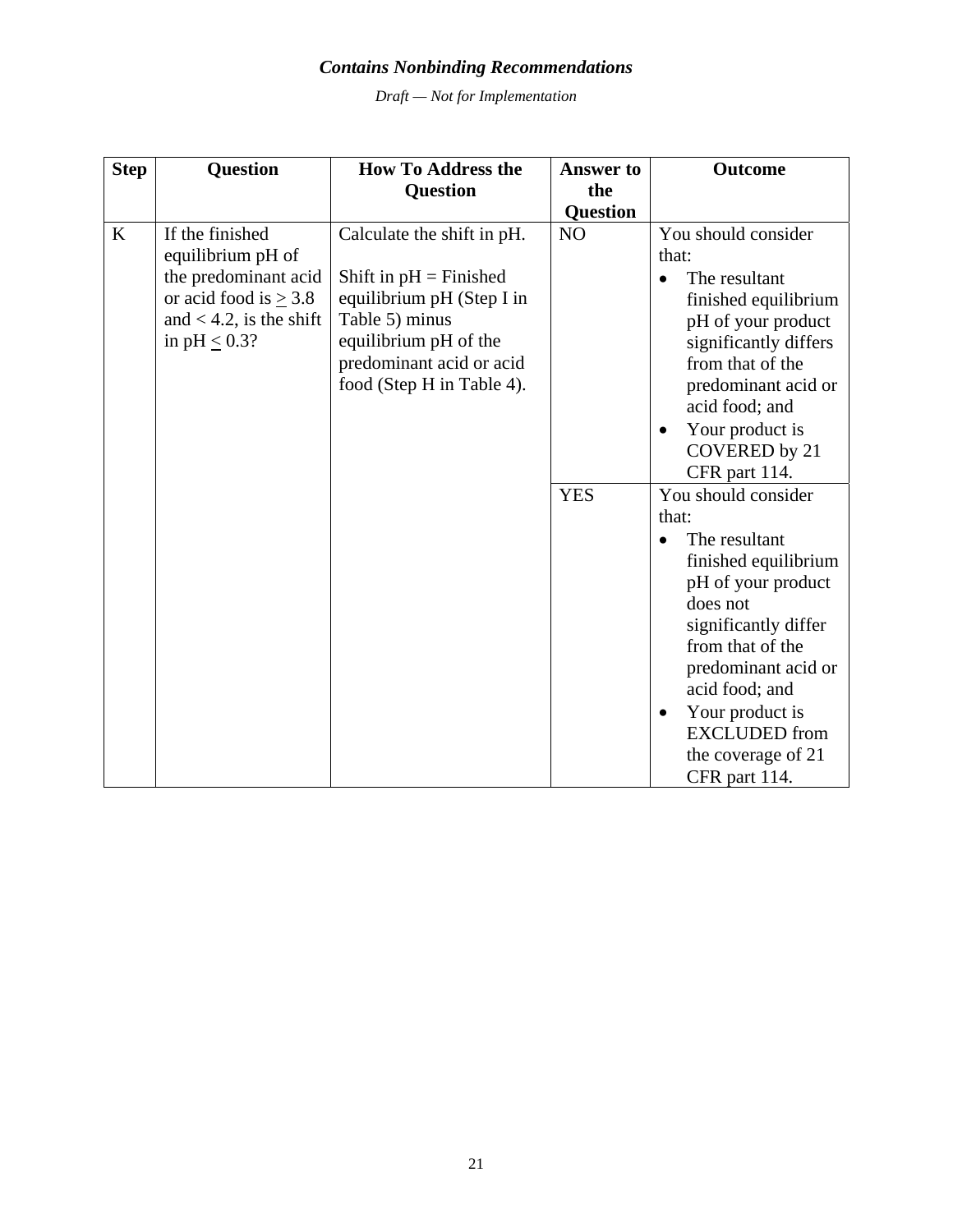| Step | Question | How To Address the Question | Answer to the Question | Outcome |
|---|---|---|---|---|
| K | If the finished equilibrium pH of the predominant acid or acid food is ≥ 3.8 and < 4.2, is the shift in pH ≤ 0.3? | Calculate the shift in pH.<br><br>Shift in pH = Finished equilibrium pH (Step I in Table 5) minus equilibrium pH of the predominant acid or acid food (Step H in Table 4). | NO | You should consider that:<br>• The resultant finished equilibrium pH of your product significantly differs from that of the predominant acid or acid food; and<br>• Your product is COVERED by 21 CFR part 114. |
| | | | YES | You should consider that:<br>• The resultant finished equilibrium pH of your product does not significantly differ from that of the predominant acid or acid food; and<br>• Your product is EXCLUDED from the coverage of 21 CFR part 114. |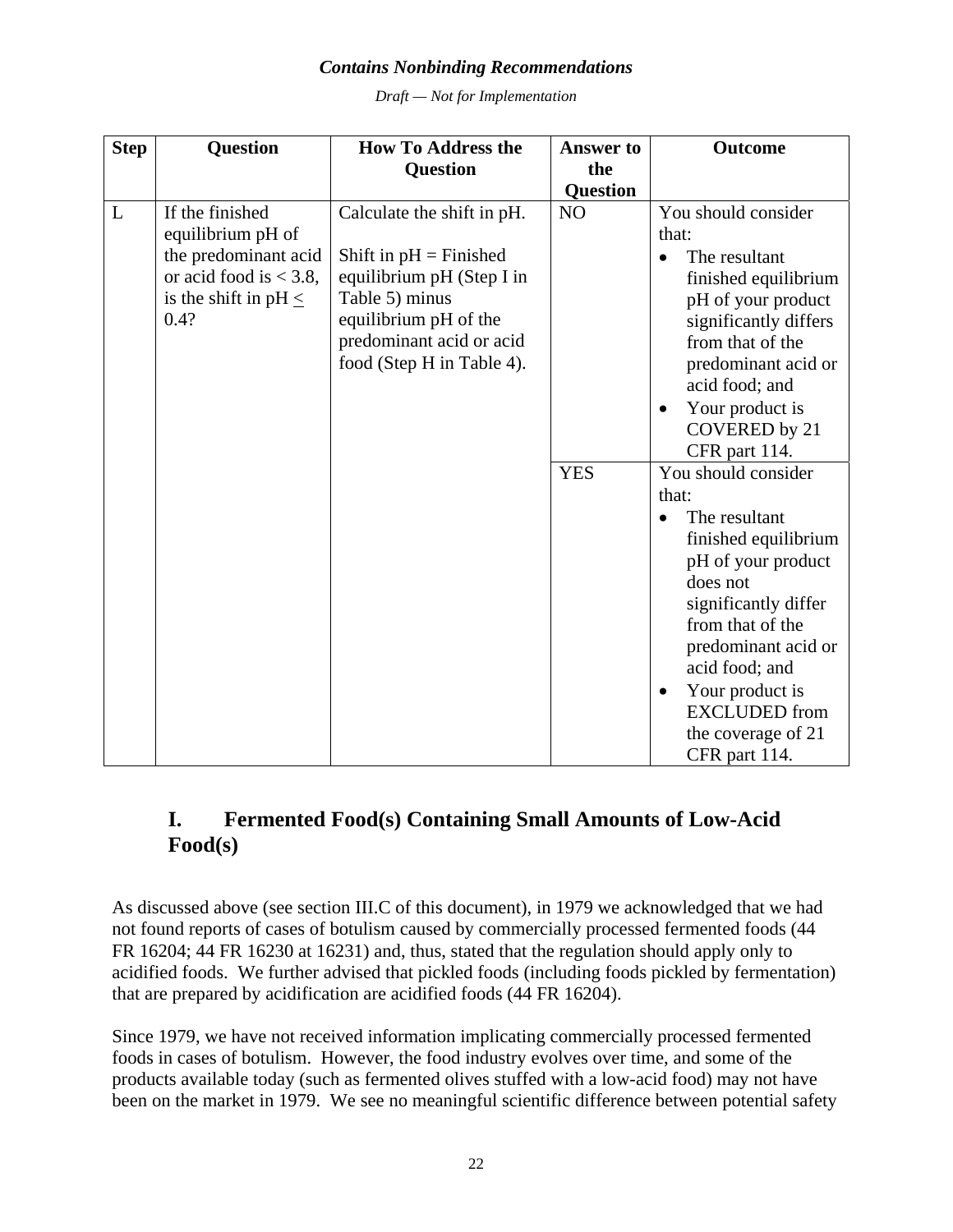| Step | Question | How To Address the Question | Answer to the Question | Outcome |
|---|---|---|---|---|
| L | If the finished equilibrium pH of the predominant acid or acid food is < 3.8, is the shift in pH ≤ 0.4? | Calculate the shift in pH.<br><br>Shift in pH = Finished equilibrium pH (Step I in Table 5) minus equilibrium pH of the predominant acid or acid food (Step H in Table 4). | NO | You should consider that:<br>• The resultant finished equilibrium pH of your product significantly differs from that of the predominant acid or acid food; and<br>• Your product is COVERED by 21 CFR part 114. |
| | | | YES | You should consider that:<br>• The resultant finished equilibrium pH of your product does not significantly differ from that of the predominant acid or acid food; and<br>• Your product is EXCLUDED from the coverage of 21 CFR part 114. |

## I. Fermented Food(s) Containing Small Amounts of Low-Acid Food(s)

As discussed above (see section III.C of this document), in 1979 we acknowledged that we had not found reports of cases of botulism caused by commercially processed fermented foods (44 FR 16204; 44 FR 16230 at 16231) and, thus, stated that the regulation should apply only to acidified foods. We further advised that pickled foods (including foods pickled by fermentation) that are prepared by acidification are acidified foods (44 FR 16204).

Since 1979, we have not received information implicating commercially processed fermented foods in cases of botulism. However, the food industry evolves over time, and some of the products available today (such as fermented olives stuffed with a low-acid food) may not have been on the market in 1979. We see no meaningful scientific difference between potential safety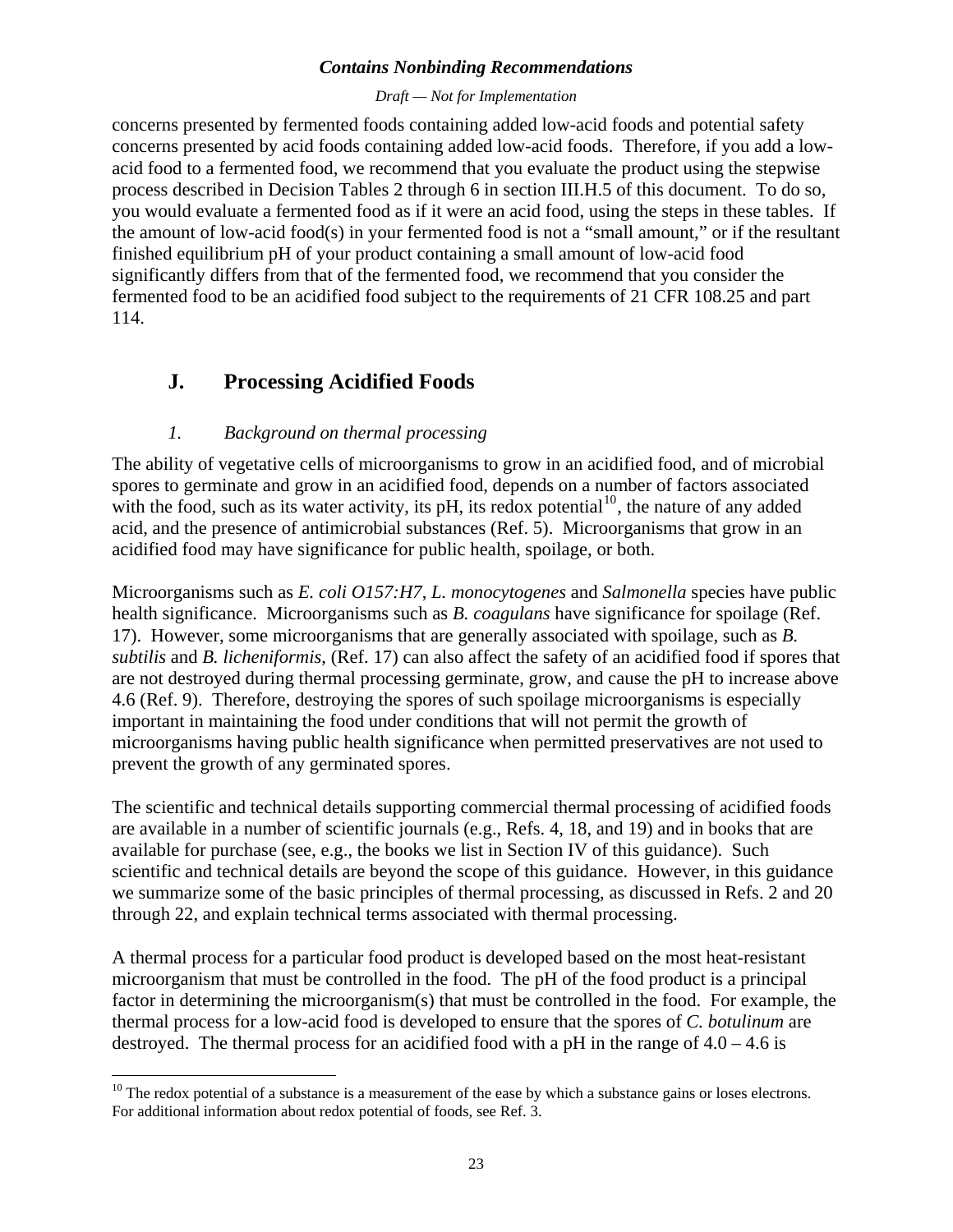concerns presented by fermented foods containing added low-acid foods and potential safety concerns presented by acid foods containing added low-acid foods. Therefore, if you add a low-acid food to a fermented food, we recommend that you evaluate the product using the stepwise process described in Decision Tables 2 through 6 in section III.H.5 of this document. To do so, you would evaluate a fermented food as if it were an acid food, using the steps in these tables. If the amount of low-acid food(s) in your fermented food is not a "small amount," or if the resultant finished equilibrium pH of your product containing a small amount of low-acid food significantly differs from that of the fermented food, we recommend that you consider the fermented food to be an acidified food subject to the requirements of 21 CFR 108.25 and part 114.

## J. Processing Acidified Foods

### *1. Background on thermal processing*

The ability of vegetative cells of microorganisms to grow in an acidified food, and of microbial spores to germinate and grow in an acidified food, depends on a number of factors associated with the food, such as its water activity, its pH, its redox potential[10], the nature of any added acid, and the presence of antimicrobial substances (Ref. 5). Microorganisms that grow in an acidified food may have significance for public health, spoilage, or both.

Microorganisms such as *E. coli O157:H7*, *L. monocytogenes* and *Salmonella* species have public health significance. Microorganisms such as *B. coagulans* have significance for spoilage (Ref. 17). However, some microorganisms that are generally associated with spoilage, such as *B. subtilis* and *B. licheniformis*, (Ref. 17) can also affect the safety of an acidified food if spores that are not destroyed during thermal processing germinate, grow, and cause the pH to increase above 4.6 (Ref. 9). Therefore, destroying the spores of such spoilage microorganisms is especially important in maintaining the food under conditions that will not permit the growth of microorganisms having public health significance when permitted preservatives are not used to prevent the growth of any germinated spores.

The scientific and technical details supporting commercial thermal processing of acidified foods are available in a number of scientific journals (e.g., Refs. 4, 18, and 19) and in books that are available for purchase (see, e.g., the books we list in Section IV of this guidance). Such scientific and technical details are beyond the scope of this guidance. However, in this guidance we summarize some of the basic principles of thermal processing, as discussed in Refs. 2 and 20 through 22, and explain technical terms associated with thermal processing.

A thermal process for a particular food product is developed based on the most heat-resistant microorganism that must be controlled in the food. The pH of the food product is a principal factor in determining the microorganism(s) that must be controlled in the food. For example, the thermal process for a low-acid food is developed to ensure that the spores of *C. botulinum* are destroyed. The thermal process for an acidified food with a pH in the range of 4.0 – 4.6 is

[10] The redox potential of a substance is a measurement of the ease by which a substance gains or loses electrons. For additional information about redox potential of foods, see Ref. 3.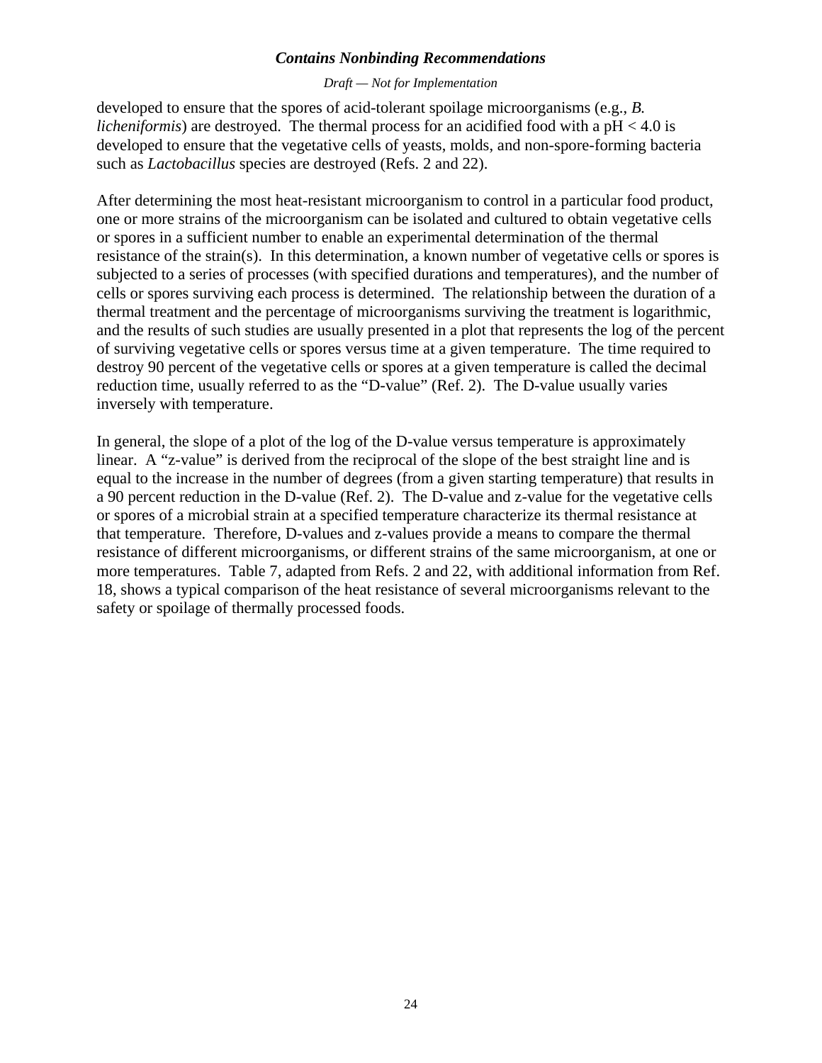developed to ensure that the spores of acid-tolerant spoilage microorganisms (e.g., *B. licheniformis*) are destroyed. The thermal process for an acidified food with a pH < 4.0 is developed to ensure that the vegetative cells of yeasts, molds, and non-spore-forming bacteria such as *Lactobacillus* species are destroyed (Refs. 2 and 22).

After determining the most heat-resistant microorganism to control in a particular food product, one or more strains of the microorganism can be isolated and cultured to obtain vegetative cells or spores in a sufficient number to enable an experimental determination of the thermal resistance of the strain(s). In this determination, a known number of vegetative cells or spores is subjected to a series of processes (with specified durations and temperatures), and the number of cells or spores surviving each process is determined. The relationship between the duration of a thermal treatment and the percentage of microorganisms surviving the treatment is logarithmic, and the results of such studies are usually presented in a plot that represents the log of the percent of surviving vegetative cells or spores versus time at a given temperature. The time required to destroy 90 percent of the vegetative cells or spores at a given temperature is called the decimal reduction time, usually referred to as the "D-value" (Ref. 2). The D-value usually varies inversely with temperature.

In general, the slope of a plot of the log of the D-value versus temperature is approximately linear. A "z-value" is derived from the reciprocal of the slope of the best straight line and is equal to the increase in the number of degrees (from a given starting temperature) that results in a 90 percent reduction in the D-value (Ref. 2). The D-value and z-value for the vegetative cells or spores of a microbial strain at a specified temperature characterize its thermal resistance at that temperature. Therefore, D-values and z-values provide a means to compare the thermal resistance of different microorganisms, or different strains of the same microorganism, at one or more temperatures. Table 7, adapted from Refs. 2 and 22, with additional information from Ref. 18, shows a typical comparison of the heat resistance of several microorganisms relevant to the safety or spoilage of thermally processed foods.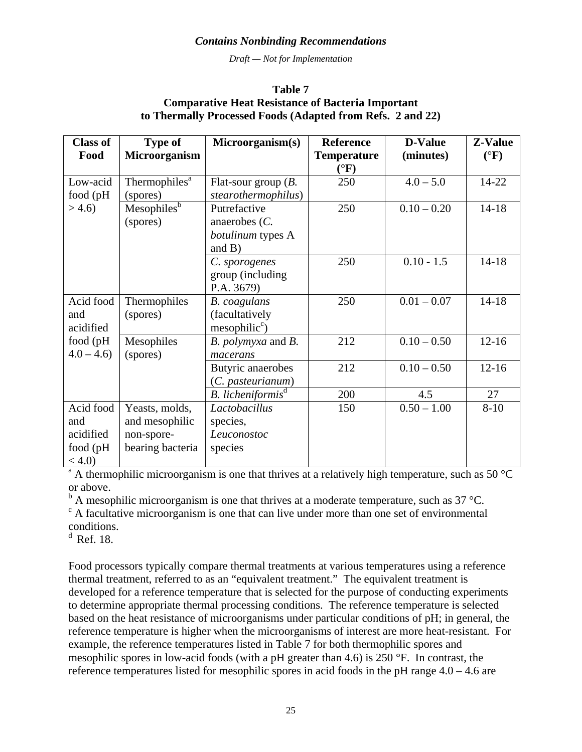**Table 7**
**Comparative Heat Resistance of Bacteria Important to Thermally Processed Foods (Adapted from Refs. 2 and 22)**

| Class of Food | Type of Microorganism | Microorganism(s) | Reference Temperature (°F) | D-Value (minutes) | Z-Value (°F) |
|---|---|---|---|---|---|
| Low-acid food (pH > 4.6) | Thermophiles[a] (spores) | Flat-sour group (*B. stearothermophilus*) | 250 | 4.0 – 5.0 | 14-22 |
| | Mesophiles[b] (spores) | Putrefactive anaerobes (*C. botulinum* types A and B) | 250 | 0.10 – 0.20 | 14-18 |
| | | *C. sporogenes* group (including P.A. 3679) | 250 | 0.10 - 1.5 | 14-18 |
| Acid food and acidified food (pH 4.0 – 4.6) | Thermophiles (spores) | *B. coagulans* (facultatively mesophilic[c]) | 250 | 0.01 – 0.07 | 14-18 |
| | Mesophiles (spores) | *B. polymyxa* and *B. macerans* | 212 | 0.10 – 0.50 | 12-16 |
| | | Butyric anaerobes (*C. pasteurianum*) | 212 | 0.10 – 0.50 | 12-16 |
| | | *B. licheniformis*[d] | 200 | 4.5 | 27 |
| Acid food and acidified food (pH < 4.0) | Yeasts, molds, and mesophilic non-spore-bearing bacteria | *Lactobacillus* species, *Leuconostoc* species | 150 | 0.50 – 1.00 | 8-10 |

[a] A thermophilic microorganism is one that thrives at a relatively high temperature, such as 50 °C or above.
[b] A mesophilic microorganism is one that thrives at a moderate temperature, such as 37 °C.
[c] A facultative microorganism is one that can live under more than one set of environmental conditions.
[d] Ref. 18.

Food processors typically compare thermal treatments at various temperatures using a reference thermal treatment, referred to as an "equivalent treatment." The equivalent treatment is developed for a reference temperature that is selected for the purpose of conducting experiments to determine appropriate thermal processing conditions. The reference temperature is selected based on the heat resistance of microorganisms under particular conditions of pH; in general, the reference temperature is higher when the microorganisms of interest are more heat-resistant. For example, the reference temperatures listed in Table 7 for both thermophilic spores and mesophilic spores in low-acid foods (with a pH greater than 4.6) is 250 °F. In contrast, the reference temperatures listed for mesophilic spores in acid foods in the pH range 4.0 – 4.6 are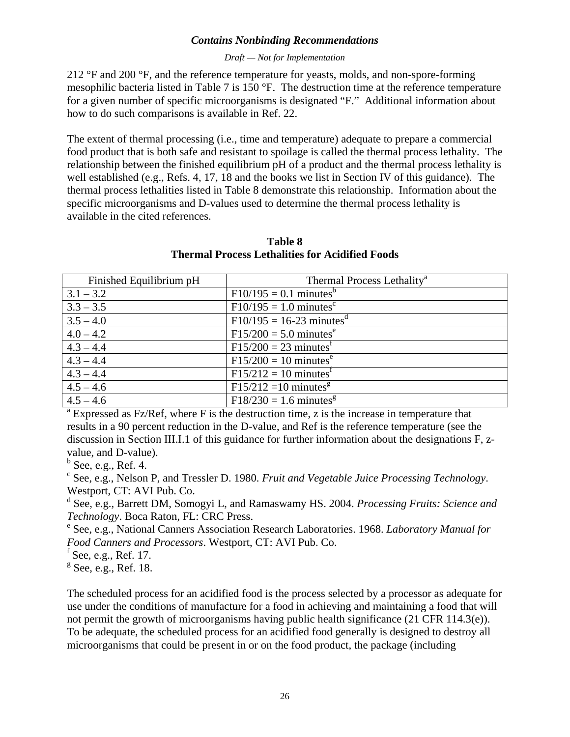212 °F and 200 °F, and the reference temperature for yeasts, molds, and non-spore-forming mesophilic bacteria listed in Table 7 is 150 °F. The destruction time at the reference temperature for a given number of specific microorganisms is designated "F." Additional information about how to do such comparisons is available in Ref. 22.

The extent of thermal processing (i.e., time and temperature) adequate to prepare a commercial food product that is both safe and resistant to spoilage is called the thermal process lethality. The relationship between the finished equilibrium pH of a product and the thermal process lethality is well established (e.g., Refs. 4, 17, 18 and the books we list in Section IV of this guidance). The thermal process lethalities listed in Table 8 demonstrate this relationship. Information about the specific microorganisms and D-values used to determine the thermal process lethality is available in the cited references.

**Table 8**
**Thermal Process Lethalities for Acidified Foods**

| Finished Equilibrium pH | Thermal Process Lethality[a] |
|---|---|
| 3.1 – 3.2 | F10/195 = 0.1 minutes[b] |
| 3.3 – 3.5 | F10/195 = 1.0 minutes[c] |
| 3.5 – 4.0 | F10/195 = 16-23 minutes[d] |
| 4.0 – 4.2 | F15/200 = 5.0 minutes[e] |
| 4.3 – 4.4 | F15/200 = 23 minutes[f] |
| 4.3 – 4.4 | F15/200 = 10 minutes[e] |
| 4.3 – 4.4 | F15/212 = 10 minutes[f] |
| 4.5 – 4.6 | F15/212 =10 minutes[g] |
| 4.5 – 4.6 | F18/230 = 1.6 minutes[g] |

[a] Expressed as Fz/Ref, where F is the destruction time, z is the increase in temperature that results in a 90 percent reduction in the D-value, and Ref is the reference temperature (see the discussion in Section III.I.1 of this guidance for further information about the designations F, z-value, and D-value).

[b] See, e.g., Ref. 4.

[c] See, e.g., Nelson P, and Tressler D. 1980. *Fruit and Vegetable Juice Processing Technology*. Westport, CT: AVI Pub. Co.

[d] See, e.g., Barrett DM, Somogyi L, and Ramaswamy HS. 2004. *Processing Fruits: Science and Technology*. Boca Raton, FL: CRC Press.

[e] See, e.g., National Canners Association Research Laboratories. 1968. *Laboratory Manual for Food Canners and Processors*. Westport, CT: AVI Pub. Co.

[f] See, e.g., Ref. 17.

[g] See, e.g., Ref. 18.

The scheduled process for an acidified food is the process selected by a processor as adequate for use under the conditions of manufacture for a food in achieving and maintaining a food that will not permit the growth of microorganisms having public health significance (21 CFR 114.3(e)). To be adequate, the scheduled process for an acidified food generally is designed to destroy all microorganisms that could be present in or on the food product, the package (including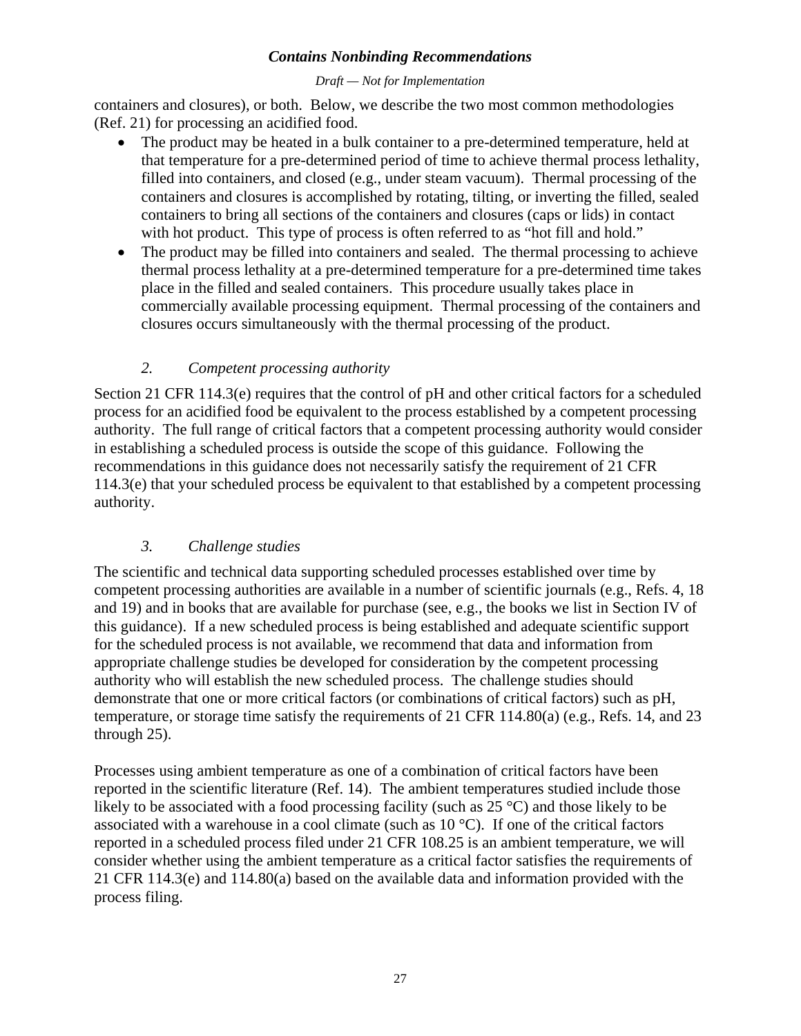containers and closures), or both. Below, we describe the two most common methodologies (Ref. 21) for processing an acidified food.

- The product may be heated in a bulk container to a pre-determined temperature, held at that temperature for a pre-determined period of time to achieve thermal process lethality, filled into containers, and closed (e.g., under steam vacuum). Thermal processing of the containers and closures is accomplished by rotating, tilting, or inverting the filled, sealed containers to bring all sections of the containers and closures (caps or lids) in contact with hot product. This type of process is often referred to as "hot fill and hold."
- The product may be filled into containers and sealed. The thermal processing to achieve thermal process lethality at a pre-determined temperature for a pre-determined time takes place in the filled and sealed containers. This procedure usually takes place in commercially available processing equipment. Thermal processing of the containers and closures occurs simultaneously with the thermal processing of the product.

### *2. Competent processing authority*

Section 21 CFR 114.3(e) requires that the control of pH and other critical factors for a scheduled process for an acidified food be equivalent to the process established by a competent processing authority. The full range of critical factors that a competent processing authority would consider in establishing a scheduled process is outside the scope of this guidance. Following the recommendations in this guidance does not necessarily satisfy the requirement of 21 CFR 114.3(e) that your scheduled process be equivalent to that established by a competent processing authority.

### *3. Challenge studies*

The scientific and technical data supporting scheduled processes established over time by competent processing authorities are available in a number of scientific journals (e.g., Refs. 4, 18 and 19) and in books that are available for purchase (see, e.g., the books we list in Section IV of this guidance). If a new scheduled process is being established and adequate scientific support for the scheduled process is not available, we recommend that data and information from appropriate challenge studies be developed for consideration by the competent processing authority who will establish the new scheduled process. The challenge studies should demonstrate that one or more critical factors (or combinations of critical factors) such as pH, temperature, or storage time satisfy the requirements of 21 CFR 114.80(a) (e.g., Refs. 14, and 23 through 25).

Processes using ambient temperature as one of a combination of critical factors have been reported in the scientific literature (Ref. 14). The ambient temperatures studied include those likely to be associated with a food processing facility (such as 25 °C) and those likely to be associated with a warehouse in a cool climate (such as 10 °C). If one of the critical factors reported in a scheduled process filed under 21 CFR 108.25 is an ambient temperature, we will consider whether using the ambient temperature as a critical factor satisfies the requirements of 21 CFR 114.3(e) and 114.80(a) based on the available data and information provided with the process filing.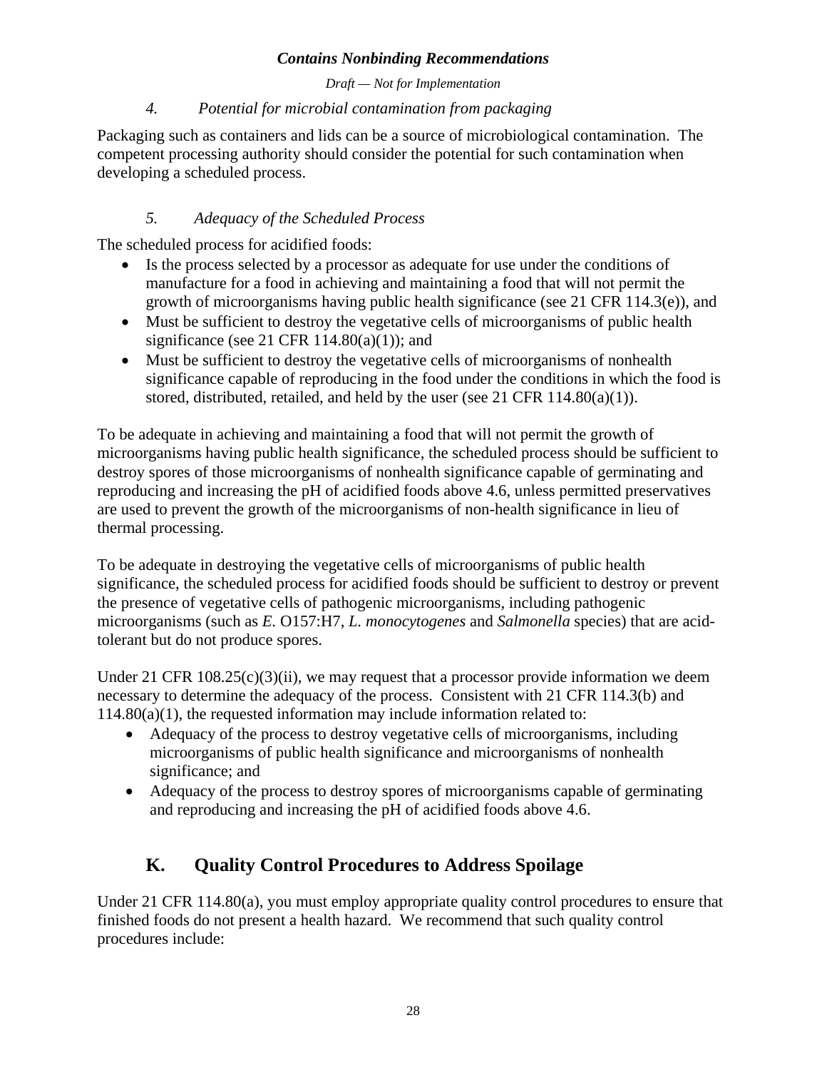#### *4. Potential for microbial contamination from packaging*

Packaging such as containers and lids can be a source of microbiological contamination. The competent processing authority should consider the potential for such contamination when developing a scheduled process.

#### *5. Adequacy of the Scheduled Process*

The scheduled process for acidified foods:

- Is the process selected by a processor as adequate for use under the conditions of manufacture for a food in achieving and maintaining a food that will not permit the growth of microorganisms having public health significance (see 21 CFR 114.3(e)), and
- Must be sufficient to destroy the vegetative cells of microorganisms of public health significance (see 21 CFR 114.80(a)(1)); and
- Must be sufficient to destroy the vegetative cells of microorganisms of nonhealth significance capable of reproducing in the food under the conditions in which the food is stored, distributed, retailed, and held by the user (see 21 CFR 114.80(a)(1)).

To be adequate in achieving and maintaining a food that will not permit the growth of microorganisms having public health significance, the scheduled process should be sufficient to destroy spores of those microorganisms of nonhealth significance capable of germinating and reproducing and increasing the pH of acidified foods above 4.6, unless permitted preservatives are used to prevent the growth of the microorganisms of non-health significance in lieu of thermal processing.

To be adequate in destroying the vegetative cells of microorganisms of public health significance, the scheduled process for acidified foods should be sufficient to destroy or prevent the presence of vegetative cells of pathogenic microorganisms, including pathogenic microorganisms (such as *E.* O157:H7, *L. monocytogenes* and *Salmonella* species) that are acid-tolerant but do not produce spores.

Under 21 CFR 108.25(c)(3)(ii), we may request that a processor provide information we deem necessary to determine the adequacy of the process. Consistent with 21 CFR 114.3(b) and 114.80(a)(1), the requested information may include information related to:

- Adequacy of the process to destroy vegetative cells of microorganisms, including microorganisms of public health significance and microorganisms of nonhealth significance; and
- Adequacy of the process to destroy spores of microorganisms capable of germinating and reproducing and increasing the pH of acidified foods above 4.6.

## K. Quality Control Procedures to Address Spoilage

Under 21 CFR 114.80(a), you must employ appropriate quality control procedures to ensure that finished foods do not present a health hazard. We recommend that such quality control procedures include: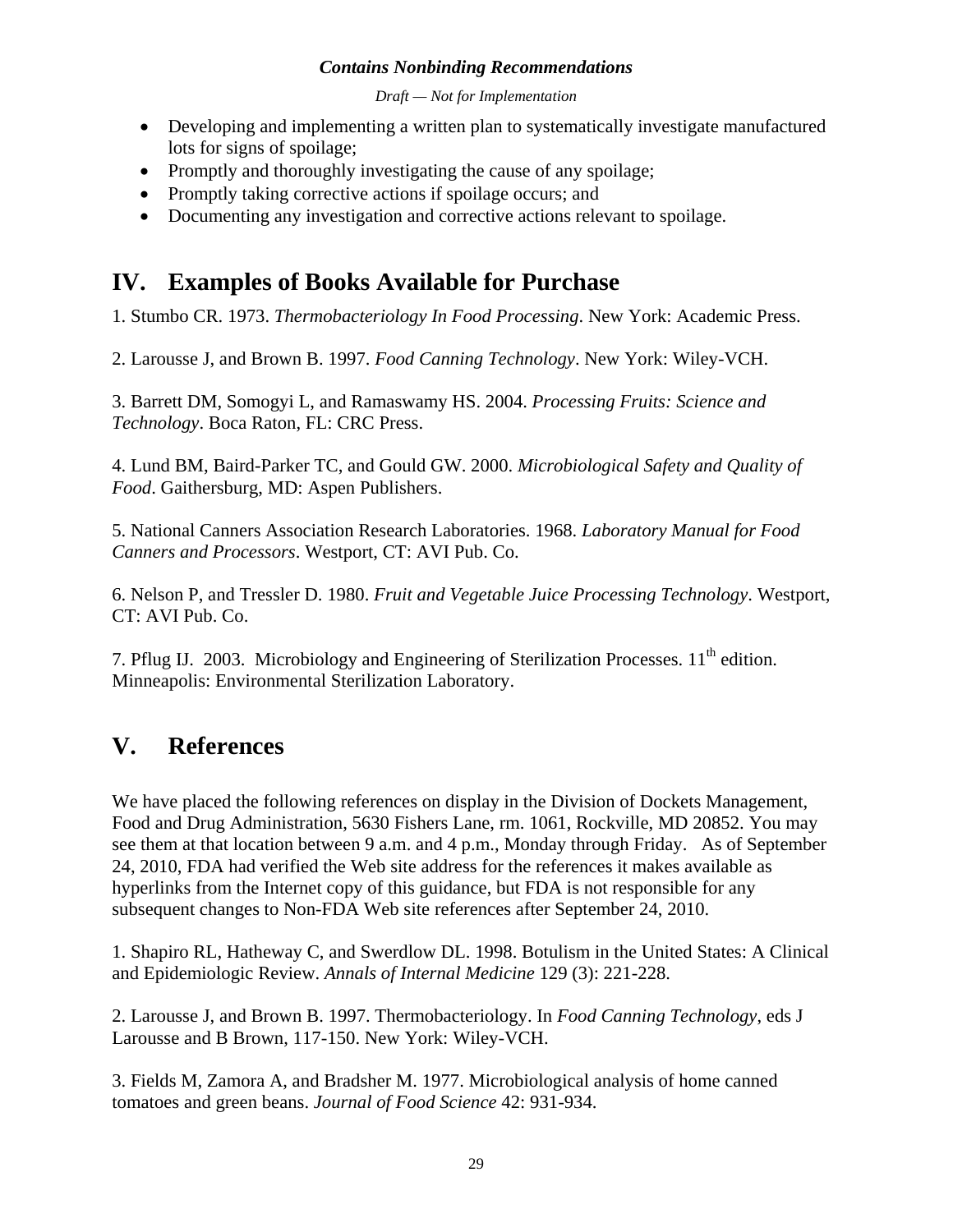- Developing and implementing a written plan to systematically investigate manufactured lots for signs of spoilage;
- Promptly and thoroughly investigating the cause of any spoilage;
- Promptly taking corrective actions if spoilage occurs; and
- Documenting any investigation and corrective actions relevant to spoilage.

# IV. Examples of Books Available for Purchase

1. Stumbo CR. 1973. *Thermobacteriology In Food Processing*. New York: Academic Press.

2. Larousse J, and Brown B. 1997. *Food Canning Technology*. New York: Wiley-VCH.

3. Barrett DM, Somogyi L, and Ramaswamy HS. 2004. *Processing Fruits: Science and Technology*. Boca Raton, FL: CRC Press.

4. Lund BM, Baird-Parker TC, and Gould GW. 2000. *Microbiological Safety and Quality of Food*. Gaithersburg, MD: Aspen Publishers.

5. National Canners Association Research Laboratories. 1968. *Laboratory Manual for Food Canners and Processors*. Westport, CT: AVI Pub. Co.

6. Nelson P, and Tressler D. 1980. *Fruit and Vegetable Juice Processing Technology*. Westport, CT: AVI Pub. Co.

7. Pflug IJ. 2003. Microbiology and Engineering of Sterilization Processes. 11th edition. Minneapolis: Environmental Sterilization Laboratory.

# V. References

We have placed the following references on display in the Division of Dockets Management, Food and Drug Administration, 5630 Fishers Lane, rm. 1061, Rockville, MD 20852. You may see them at that location between 9 a.m. and 4 p.m., Monday through Friday. As of September 24, 2010, FDA had verified the Web site address for the references it makes available as hyperlinks from the Internet copy of this guidance, but FDA is not responsible for any subsequent changes to Non-FDA Web site references after September 24, 2010.

1. Shapiro RL, Hatheway C, and Swerdlow DL. 1998. Botulism in the United States: A Clinical and Epidemiologic Review. *Annals of Internal Medicine* 129 (3): 221-228.

2. Larousse J, and Brown B. 1997. Thermobacteriology. In *Food Canning Technology*, eds J Larousse and B Brown, 117-150. New York: Wiley-VCH.

3. Fields M, Zamora A, and Bradsher M. 1977. Microbiological analysis of home canned tomatoes and green beans. *Journal of Food Science* 42: 931-934.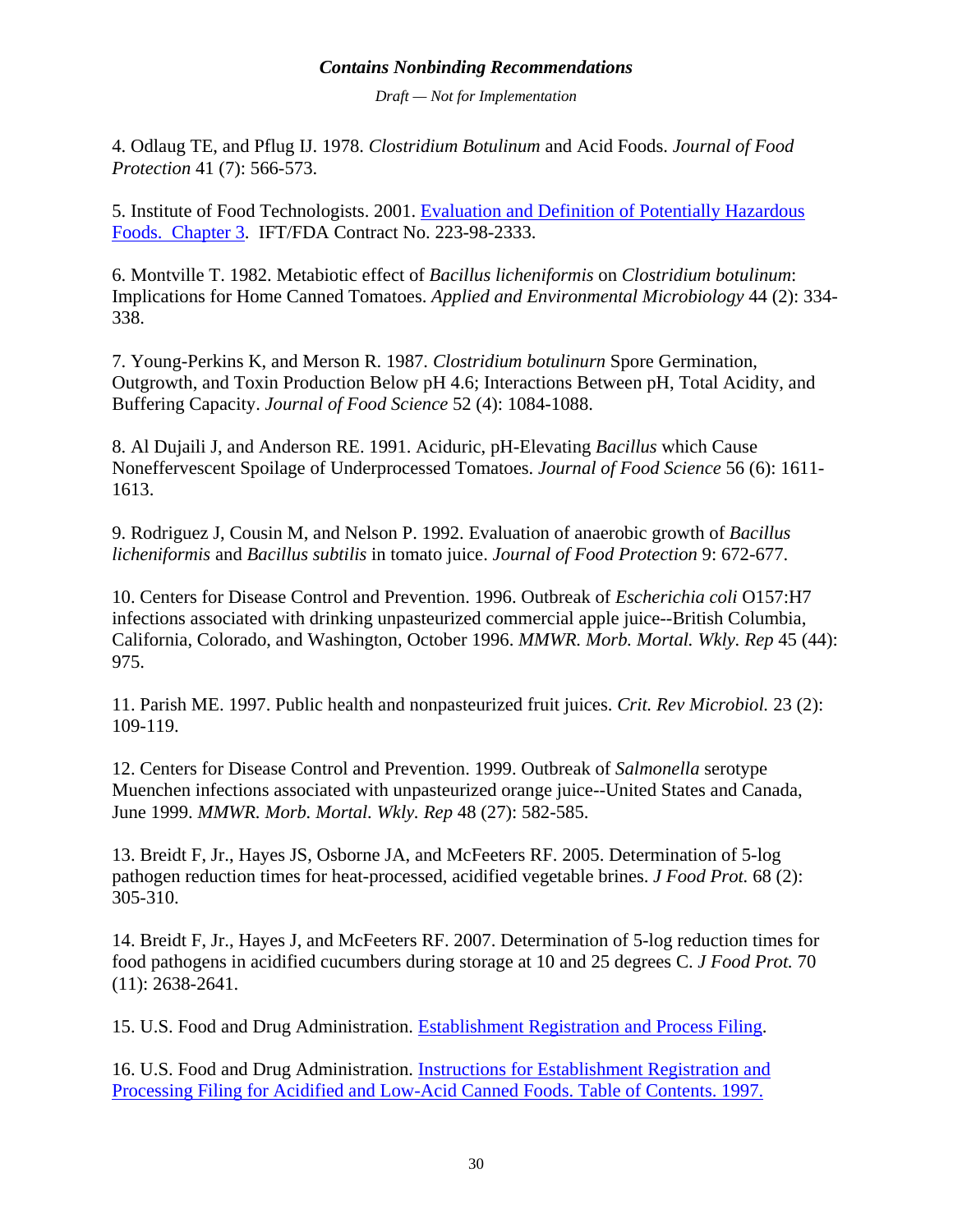4. Odlaug TE, and Pflug IJ. 1978. *Clostridium Botulinum* and Acid Foods. *Journal of Food Protection* 41 (7): 566-573.

5. Institute of Food Technologists. 2001. [Evaluation and Definition of Potentially Hazardous Foods. Chapter 3](). IFT/FDA Contract No. 223-98-2333.

6. Montville T. 1982. Metabiotic effect of *Bacillus licheniformis* on *Clostridium botulinum*: Implications for Home Canned Tomatoes. *Applied and Environmental Microbiology* 44 (2): 334-338.

7. Young-Perkins K, and Merson R. 1987. *Clostridium botulinurn* Spore Germination, Outgrowth, and Toxin Production Below pH 4.6; Interactions Between pH, Total Acidity, and Buffering Capacity. *Journal of Food Science* 52 (4): 1084-1088.

8. Al Dujaili J, and Anderson RE. 1991. Aciduric, pH-Elevating *Bacillus* which Cause Noneffervescent Spoilage of Underprocessed Tomatoes. *Journal of Food Science* 56 (6): 1611-1613.

9. Rodriguez J, Cousin M, and Nelson P. 1992. Evaluation of anaerobic growth of *Bacillus licheniformis* and *Bacillus subtilis* in tomato juice. *Journal of Food Protection* 9: 672-677.

10. Centers for Disease Control and Prevention. 1996. Outbreak of *Escherichia coli* O157:H7 infections associated with drinking unpasteurized commercial apple juice--British Columbia, California, Colorado, and Washington, October 1996. *MMWR. Morb. Mortal. Wkly. Rep* 45 (44): 975.

11. Parish ME. 1997. Public health and nonpasteurized fruit juices. *Crit. Rev Microbiol.* 23 (2): 109-119.

12. Centers for Disease Control and Prevention. 1999. Outbreak of *Salmonella* serotype Muenchen infections associated with unpasteurized orange juice--United States and Canada, June 1999. *MMWR. Morb. Mortal. Wkly. Rep* 48 (27): 582-585.

13. Breidt F, Jr., Hayes JS, Osborne JA, and McFeeters RF. 2005. Determination of 5-log pathogen reduction times for heat-processed, acidified vegetable brines. *J Food Prot.* 68 (2): 305-310.

14. Breidt F, Jr., Hayes J, and McFeeters RF. 2007. Determination of 5-log reduction times for food pathogens in acidified cucumbers during storage at 10 and 25 degrees C. *J Food Prot.* 70 (11): 2638-2641.

15. U.S. Food and Drug Administration. [Establishment Registration and Process Filing]().

16. U.S. Food and Drug Administration. [Instructions for Establishment Registration and Processing Filing for Acidified and Low-Acid Canned Foods. Table of Contents. 1997.]()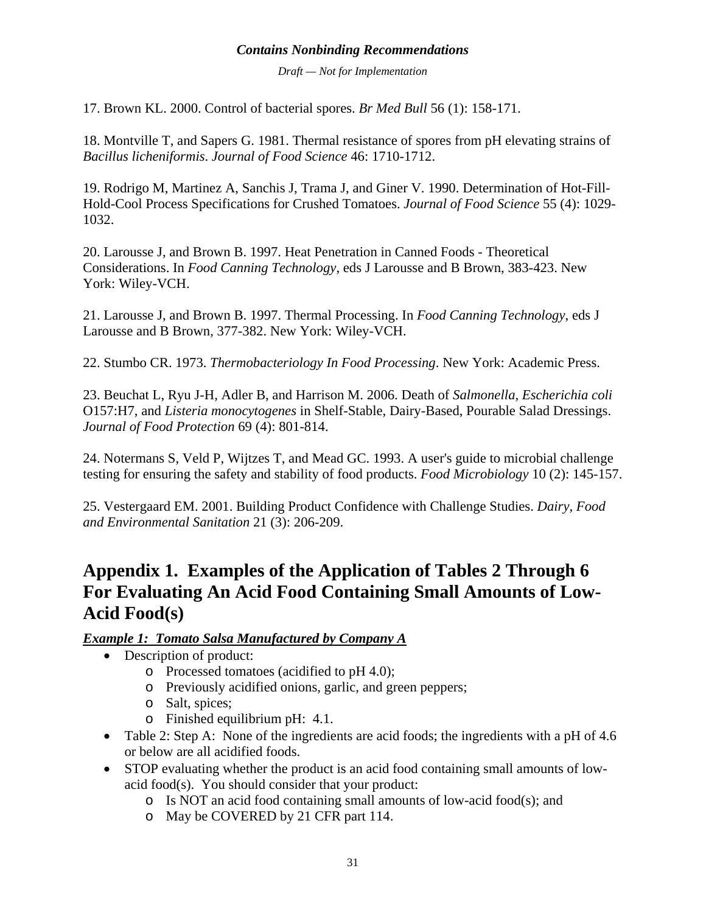17. Brown KL. 2000. Control of bacterial spores. *Br Med Bull* 56 (1): 158-171.

18. Montville T, and Sapers G. 1981. Thermal resistance of spores from pH elevating strains of *Bacillus licheniformis*. *Journal of Food Science* 46: 1710-1712.

19. Rodrigo M, Martinez A, Sanchis J, Trama J, and Giner V. 1990. Determination of Hot-Fill-Hold-Cool Process Specifications for Crushed Tomatoes. *Journal of Food Science* 55 (4): 1029-1032.

20. Larousse J, and Brown B. 1997. Heat Penetration in Canned Foods - Theoretical Considerations. In *Food Canning Technology*, eds J Larousse and B Brown, 383-423. New York: Wiley-VCH.

21. Larousse J, and Brown B. 1997. Thermal Processing. In *Food Canning Technology*, eds J Larousse and B Brown, 377-382. New York: Wiley-VCH.

22. Stumbo CR. 1973. *Thermobacteriology In Food Processing*. New York: Academic Press.

23. Beuchat L, Ryu J-H, Adler B, and Harrison M. 2006. Death of *Salmonella*, *Escherichia coli* O157:H7, and *Listeria monocytogenes* in Shelf-Stable, Dairy-Based, Pourable Salad Dressings. *Journal of Food Protection* 69 (4): 801-814.

24. Notermans S, Veld P, Wijtzes T, and Mead GC. 1993. A user's guide to microbial challenge testing for ensuring the safety and stability of food products. *Food Microbiology* 10 (2): 145-157.

25. Vestergaard EM. 2001. Building Product Confidence with Challenge Studies. *Dairy, Food and Environmental Sanitation* 21 (3): 206-209.

# Appendix 1. Examples of the Application of Tables 2 Through 6 For Evaluating An Acid Food Containing Small Amounts of Low-Acid Food(s)

***Example 1: Tomato Salsa Manufactured by Company A***

- Description of product:
  - Processed tomatoes (acidified to pH 4.0);
  - Previously acidified onions, garlic, and green peppers;
  - Salt, spices;
  - Finished equilibrium pH: 4.1.
- Table 2: Step A: None of the ingredients are acid foods; the ingredients with a pH of 4.6 or below are all acidified foods.
- STOP evaluating whether the product is an acid food containing small amounts of low-acid food(s). You should consider that your product:
  - Is NOT an acid food containing small amounts of low-acid food(s); and
  - May be COVERED by 21 CFR part 114.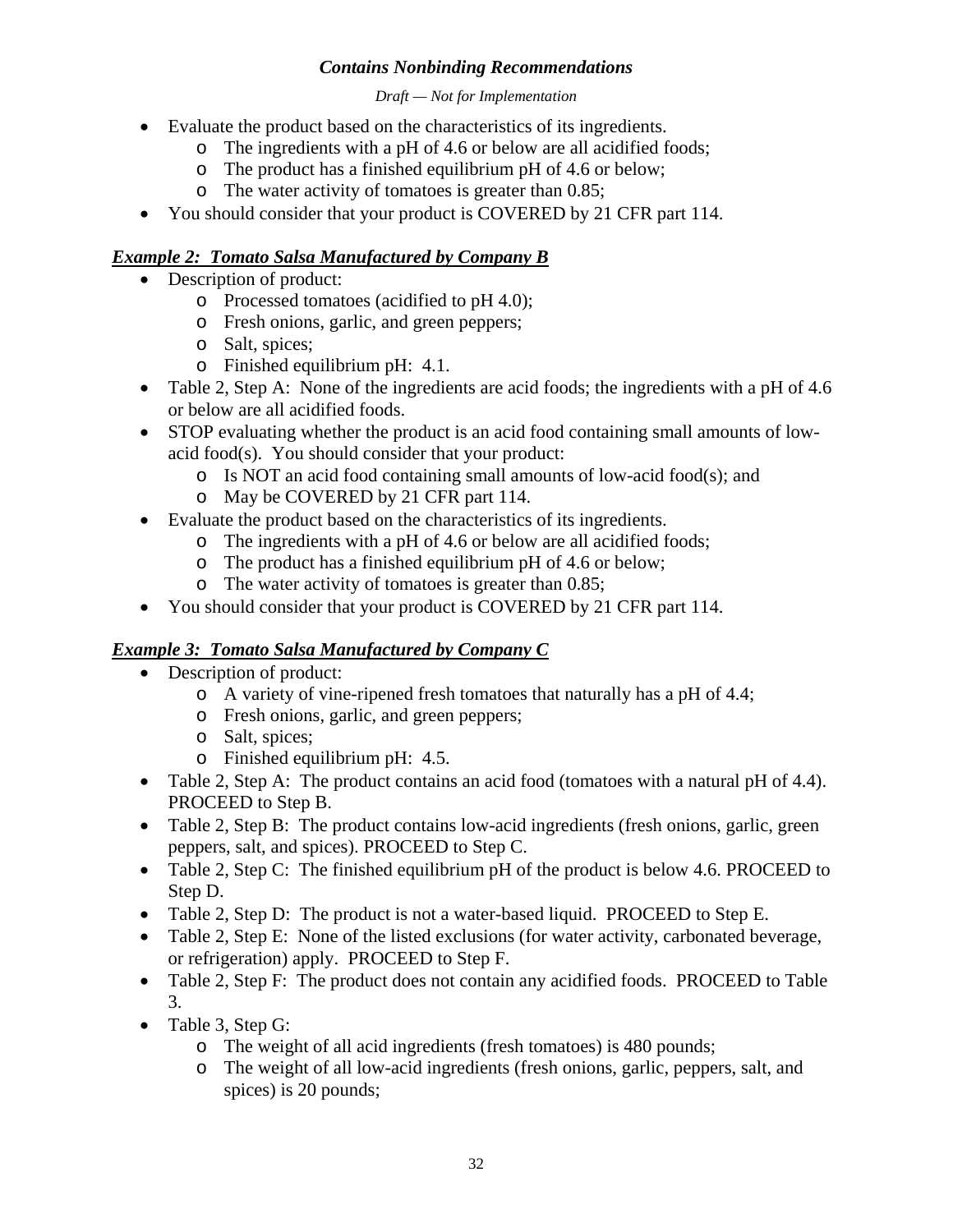- Evaluate the product based on the characteristics of its ingredients.
    - The ingredients with a pH of 4.6 or below are all acidified foods;
    - The product has a finished equilibrium pH of 4.6 or below;
    - The water activity of tomatoes is greater than 0.85;
- You should consider that your product is COVERED by 21 CFR part 114.

***Example 2: Tomato Salsa Manufactured by Company B***

- Description of product:
    - Processed tomatoes (acidified to pH 4.0);
    - Fresh onions, garlic, and green peppers;
    - Salt, spices;
    - Finished equilibrium pH: 4.1.
- Table 2, Step A: None of the ingredients are acid foods; the ingredients with a pH of 4.6 or below are all acidified foods.
- STOP evaluating whether the product is an acid food containing small amounts of low-acid food(s). You should consider that your product:
    - Is NOT an acid food containing small amounts of low-acid food(s); and
    - May be COVERED by 21 CFR part 114.
- Evaluate the product based on the characteristics of its ingredients.
    - The ingredients with a pH of 4.6 or below are all acidified foods;
    - The product has a finished equilibrium pH of 4.6 or below;
    - The water activity of tomatoes is greater than 0.85;
- You should consider that your product is COVERED by 21 CFR part 114.

***Example 3: Tomato Salsa Manufactured by Company C***

- Description of product:
    - A variety of vine-ripened fresh tomatoes that naturally has a pH of 4.4;
    - Fresh onions, garlic, and green peppers;
    - Salt, spices;
    - Finished equilibrium pH: 4.5.
- Table 2, Step A: The product contains an acid food (tomatoes with a natural pH of 4.4). PROCEED to Step B.
- Table 2, Step B: The product contains low-acid ingredients (fresh onions, garlic, green peppers, salt, and spices). PROCEED to Step C.
- Table 2, Step C: The finished equilibrium pH of the product is below 4.6. PROCEED to Step D.
- Table 2, Step D: The product is not a water-based liquid. PROCEED to Step E.
- Table 2, Step E: None of the listed exclusions (for water activity, carbonated beverage, or refrigeration) apply. PROCEED to Step F.
- Table 2, Step F: The product does not contain any acidified foods. PROCEED to Table 3.
- Table 3, Step G:
    - The weight of all acid ingredients (fresh tomatoes) is 480 pounds;
    - The weight of all low-acid ingredients (fresh onions, garlic, peppers, salt, and spices) is 20 pounds;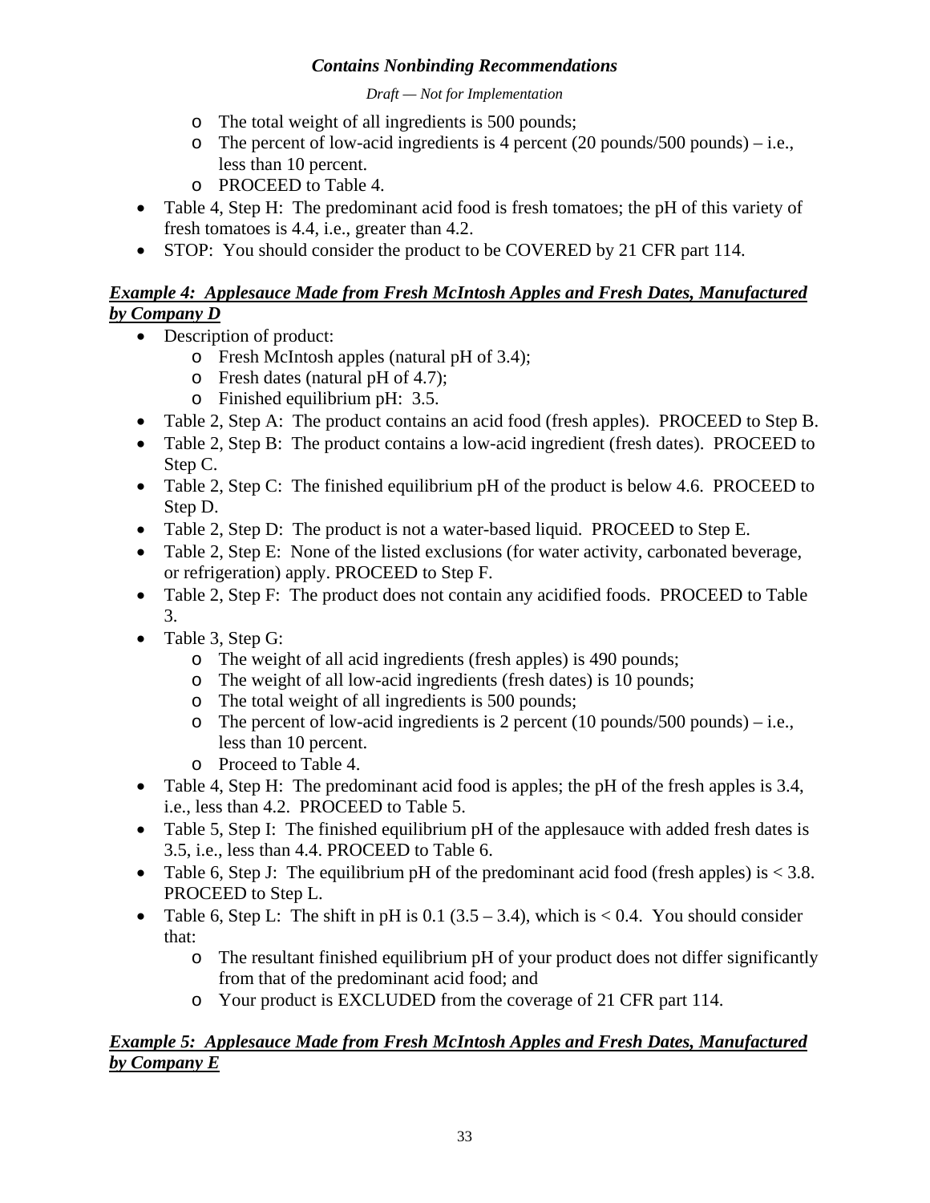- The total weight of all ingredients is 500 pounds;
  - The percent of low-acid ingredients is 4 percent (20 pounds/500 pounds) – i.e., less than 10 percent.
  - PROCEED to Table 4.
- Table 4, Step H: The predominant acid food is fresh tomatoes; the pH of this variety of fresh tomatoes is 4.4, i.e., greater than 4.2.
- STOP: You should consider the product to be COVERED by 21 CFR part 114.

***Example 4: Applesauce Made from Fresh McIntosh Apples and Fresh Dates, Manufactured by Company D***

- Description of product:
  - Fresh McIntosh apples (natural pH of 3.4);
  - Fresh dates (natural pH of 4.7);
  - Finished equilibrium pH: 3.5.
- Table 2, Step A: The product contains an acid food (fresh apples). PROCEED to Step B.
- Table 2, Step B: The product contains a low-acid ingredient (fresh dates). PROCEED to Step C.
- Table 2, Step C: The finished equilibrium pH of the product is below 4.6. PROCEED to Step D.
- Table 2, Step D: The product is not a water-based liquid. PROCEED to Step E.
- Table 2, Step E: None of the listed exclusions (for water activity, carbonated beverage, or refrigeration) apply. PROCEED to Step F.
- Table 2, Step F: The product does not contain any acidified foods. PROCEED to Table 3.
- Table 3, Step G:
  - The weight of all acid ingredients (fresh apples) is 490 pounds;
  - The weight of all low-acid ingredients (fresh dates) is 10 pounds;
  - The total weight of all ingredients is 500 pounds;
  - The percent of low-acid ingredients is 2 percent (10 pounds/500 pounds) – i.e., less than 10 percent.
  - Proceed to Table 4.
- Table 4, Step H: The predominant acid food is apples; the pH of the fresh apples is 3.4, i.e., less than 4.2. PROCEED to Table 5.
- Table 5, Step I: The finished equilibrium pH of the applesauce with added fresh dates is 3.5, i.e., less than 4.4. PROCEED to Table 6.
- Table 6, Step J: The equilibrium pH of the predominant acid food (fresh apples) is < 3.8. PROCEED to Step L.
- Table 6, Step L: The shift in pH is 0.1 (3.5 – 3.4), which is < 0.4. You should consider that:
  - The resultant finished equilibrium pH of your product does not differ significantly from that of the predominant acid food; and
  - Your product is EXCLUDED from the coverage of 21 CFR part 114.

***Example 5: Applesauce Made from Fresh McIntosh Apples and Fresh Dates, Manufactured by Company E***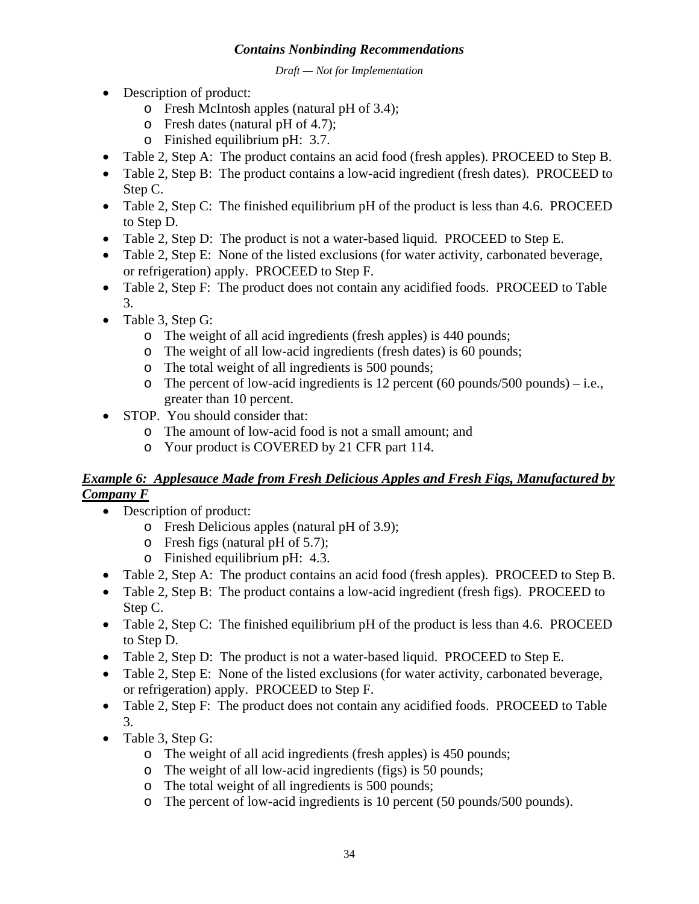- Description of product:
  - Fresh McIntosh apples (natural pH of 3.4);
  - Fresh dates (natural pH of 4.7);
  - Finished equilibrium pH: 3.7.
- Table 2, Step A: The product contains an acid food (fresh apples). PROCEED to Step B.
- Table 2, Step B: The product contains a low-acid ingredient (fresh dates). PROCEED to Step C.
- Table 2, Step C: The finished equilibrium pH of the product is less than 4.6. PROCEED to Step D.
- Table 2, Step D: The product is not a water-based liquid. PROCEED to Step E.
- Table 2, Step E: None of the listed exclusions (for water activity, carbonated beverage, or refrigeration) apply. PROCEED to Step F.
- Table 2, Step F: The product does not contain any acidified foods. PROCEED to Table 3.
- Table 3, Step G:
  - The weight of all acid ingredients (fresh apples) is 440 pounds;
  - The weight of all low-acid ingredients (fresh dates) is 60 pounds;
  - The total weight of all ingredients is 500 pounds;
  - The percent of low-acid ingredients is 12 percent (60 pounds/500 pounds) – i.e., greater than 10 percent.
- STOP. You should consider that:
  - The amount of low-acid food is not a small amount; and
  - Your product is COVERED by 21 CFR part 114.

***Example 6: Applesauce Made from Fresh Delicious Apples and Fresh Figs, Manufactured by Company F***

- Description of product:
  - Fresh Delicious apples (natural pH of 3.9);
  - Fresh figs (natural pH of 5.7);
  - Finished equilibrium pH: 4.3.
- Table 2, Step A: The product contains an acid food (fresh apples). PROCEED to Step B.
- Table 2, Step B: The product contains a low-acid ingredient (fresh figs). PROCEED to Step C.
- Table 2, Step C: The finished equilibrium pH of the product is less than 4.6. PROCEED to Step D.
- Table 2, Step D: The product is not a water-based liquid. PROCEED to Step E.
- Table 2, Step E: None of the listed exclusions (for water activity, carbonated beverage, or refrigeration) apply. PROCEED to Step F.
- Table 2, Step F: The product does not contain any acidified foods. PROCEED to Table 3.
- Table 3, Step G:
  - The weight of all acid ingredients (fresh apples) is 450 pounds;
  - The weight of all low-acid ingredients (figs) is 50 pounds;
  - The total weight of all ingredients is 500 pounds;
  - The percent of low-acid ingredients is 10 percent (50 pounds/500 pounds).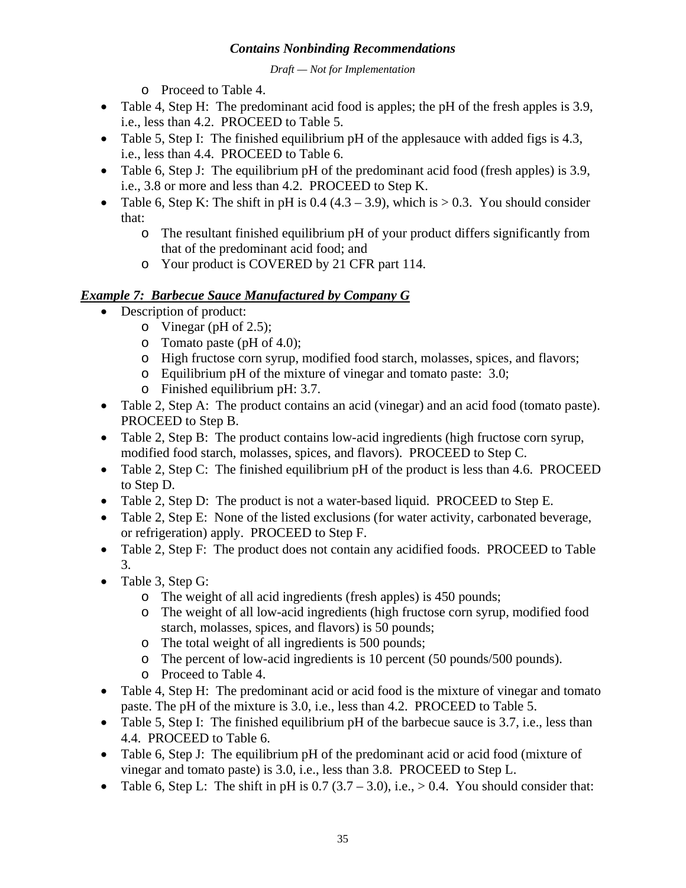- Proceed to Table 4.

- Table 4, Step H: The predominant acid food is apples; the pH of the fresh apples is 3.9, i.e., less than 4.2. PROCEED to Table 5.
- Table 5, Step I: The finished equilibrium pH of the applesauce with added figs is 4.3, i.e., less than 4.4. PROCEED to Table 6.
- Table 6, Step J: The equilibrium pH of the predominant acid food (fresh apples) is 3.9, i.e., 3.8 or more and less than 4.2. PROCEED to Step K.
- Table 6, Step K: The shift in pH is 0.4 (4.3 – 3.9), which is > 0.3. You should consider that:
  - The resultant finished equilibrium pH of your product differs significantly from that of the predominant acid food; and
  - Your product is COVERED by 21 CFR part 114.

***Example 7: Barbecue Sauce Manufactured by Company G***

- Description of product:
  - Vinegar (pH of 2.5);
  - Tomato paste (pH of 4.0);
  - High fructose corn syrup, modified food starch, molasses, spices, and flavors;
  - Equilibrium pH of the mixture of vinegar and tomato paste: 3.0;
  - Finished equilibrium pH: 3.7.
- Table 2, Step A: The product contains an acid (vinegar) and an acid food (tomato paste). PROCEED to Step B.
- Table 2, Step B: The product contains low-acid ingredients (high fructose corn syrup, modified food starch, molasses, spices, and flavors). PROCEED to Step C.
- Table 2, Step C: The finished equilibrium pH of the product is less than 4.6. PROCEED to Step D.
- Table 2, Step D: The product is not a water-based liquid. PROCEED to Step E.
- Table 2, Step E: None of the listed exclusions (for water activity, carbonated beverage, or refrigeration) apply. PROCEED to Step F.
- Table 2, Step F: The product does not contain any acidified foods. PROCEED to Table 3.
- Table 3, Step G:
  - The weight of all acid ingredients (fresh apples) is 450 pounds;
  - The weight of all low-acid ingredients (high fructose corn syrup, modified food starch, molasses, spices, and flavors) is 50 pounds;
  - The total weight of all ingredients is 500 pounds;
  - The percent of low-acid ingredients is 10 percent (50 pounds/500 pounds).
  - Proceed to Table 4.
- Table 4, Step H: The predominant acid or acid food is the mixture of vinegar and tomato paste. The pH of the mixture is 3.0, i.e., less than 4.2. PROCEED to Table 5.
- Table 5, Step I: The finished equilibrium pH of the barbecue sauce is 3.7, i.e., less than 4.4. PROCEED to Table 6.
- Table 6, Step J: The equilibrium pH of the predominant acid or acid food (mixture of vinegar and tomato paste) is 3.0, i.e., less than 3.8. PROCEED to Step L.
- Table 6, Step L: The shift in pH is 0.7 (3.7 – 3.0), i.e., > 0.4. You should consider that: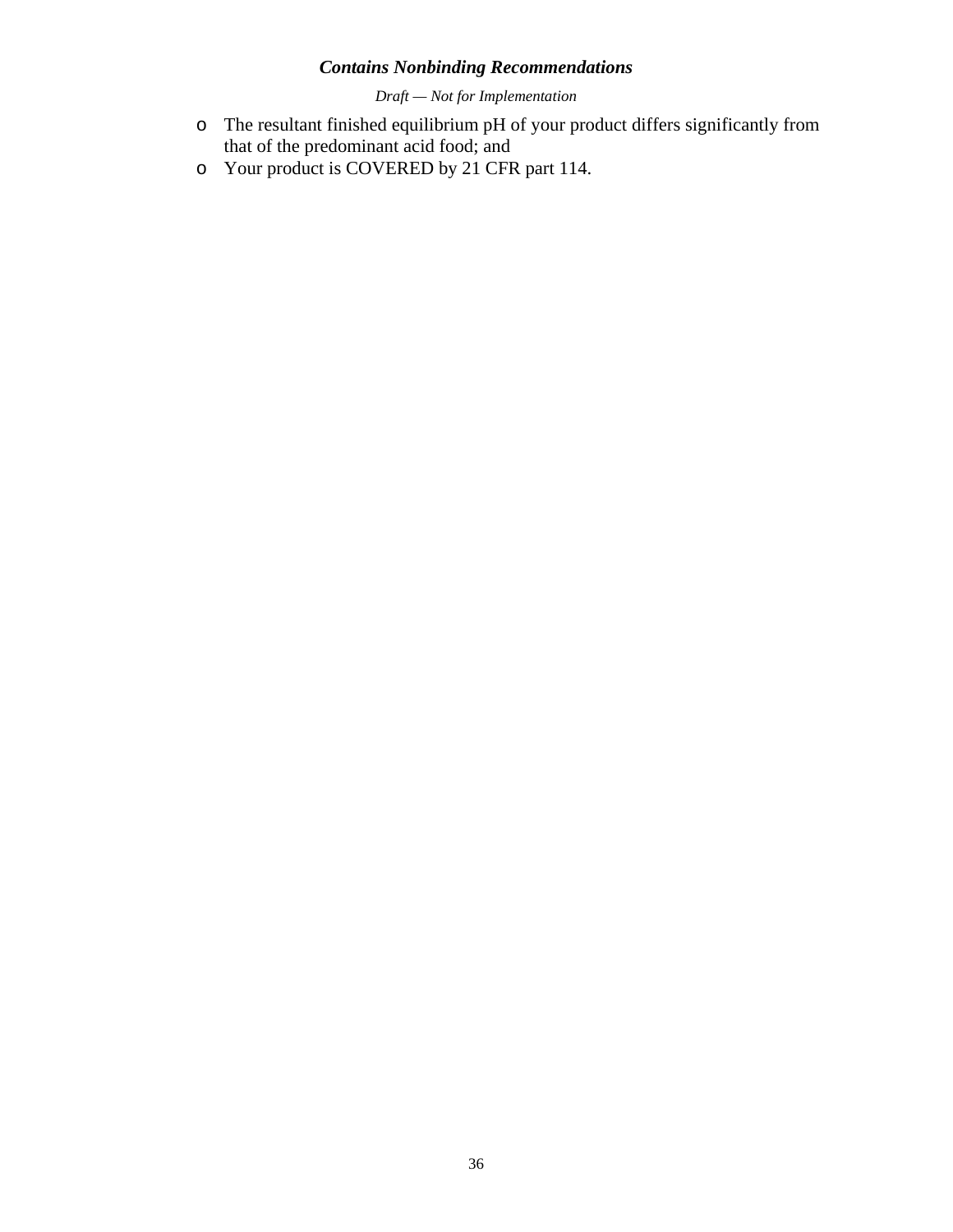- The resultant finished equilibrium pH of your product differs significantly from that of the predominant acid food; and
- Your product is COVERED by 21 CFR part 114.